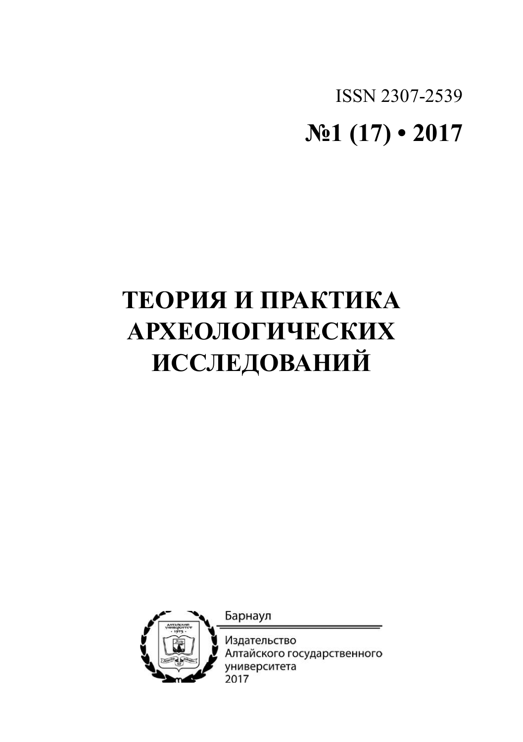ISSN 2307-2539

**№1 (17) • 2017**

# ТЕОРИЯ И ПРАКТИКА АРХЕОЛОГИЧЕСКИХ ИССЛЕДОВАНИЙ

Барнаул

Издательство Алтайского государственного университета 2017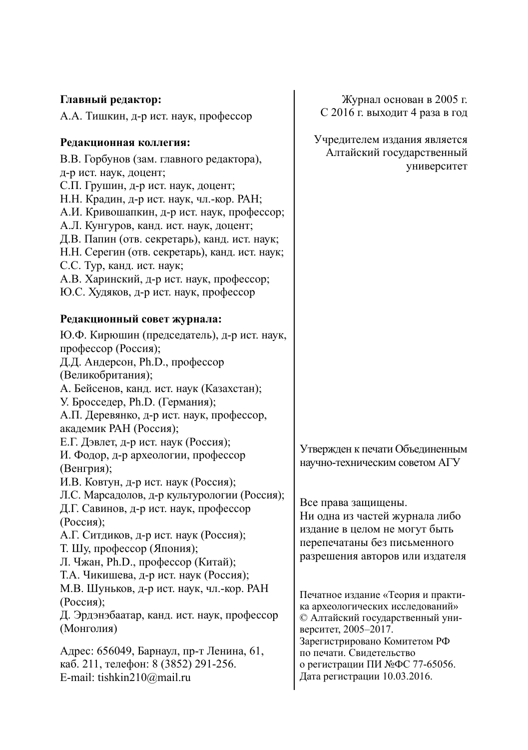**Главный редактор:**

А.А. Тишкин, д-р ист. наук, профессор

**Редакционная коллегия:**

В.В. Горбунов (зам. главного редактора), д-р ист. наук, доцент;
С.П. Грушин, д-р ист. наук, доцент;
Н.Н. Крадин, д-р ист. наук, чл.-кор. РАН;
А.И. Кривошапкин, д-р ист. наук, профессор;
А.Л. Кунгуров, канд. ист. наук, доцент;
Д.В. Папин (отв. секретарь), канд. ист. наук;
Н.Н. Серегин (отв. секретарь), канд. ист. наук;
С.С. Тур, канд. ист. наук;
А.В. Харинский, д-р ист. наук, профессор;
Ю.С. Худяков, д-р ист. наук, профессор

**Редакционный совет журнала:**

Ю.Ф. Кирюшин (председатель), д-р ист. наук, профессор (Россия);
Д.Д. Андерсон, Ph.D., профессор (Великобритания);
А. Бейсенов, канд. ист. наук (Казахстан);
У. Бросседер, Ph.D. (Германия);
А.П. Деревянко, д-р ист. наук, профессор, академик РАН (Россия);
Е.Г. Дэвлет, д-р ист. наук (Россия);
И. Фодор, д-р археологии, профессор (Венгрия);
И.В. Ковтун, д-р ист. наук (Россия);
Л.С. Марсадолов, д-р культурологии (Россия);
Д.Г. Савинов, д-р ист. наук, профессор (Россия);
А.Г. Ситдиков, д-р ист. наук (Россия);
Т. Шу, профессор (Япония);
Л. Чжан, Ph.D., профессор (Китай);
Т.А. Чикишева, д-р ист. наук (Россия);
М.В. Шуньков, д-р ист. наук, чл.-кор. РАН (Россия);
Д. Эрдэнэбаатар, канд. ист. наук, профессор (Монголия)

Адрес: 656049, Барнаул, пр-т Ленина, 61, каб. 211, телефон: 8 (3852) 291-256.
E-mail: tishkin210@mail.ru

Журнал основан в 2005 г.
С 2016 г. выходит 4 раза в год

Учредителем издания является Алтайский государственный университет

Утвержден к печати Объединенным научно-техническим советом АГУ

Все права защищены.
Ни одна из частей журнала либо издание в целом не могут быть перепечатаны без письменного разрешения авторов или издателя

Печатное издание «Теория и практика археологических исследований»
© Алтайский государственный университет, 2005–2017.
Зарегистрировано Комитетом РФ по печати. Свидетельство о регистрации ПИ №ФС 77-65056.
Дата регистрации 10.03.2016.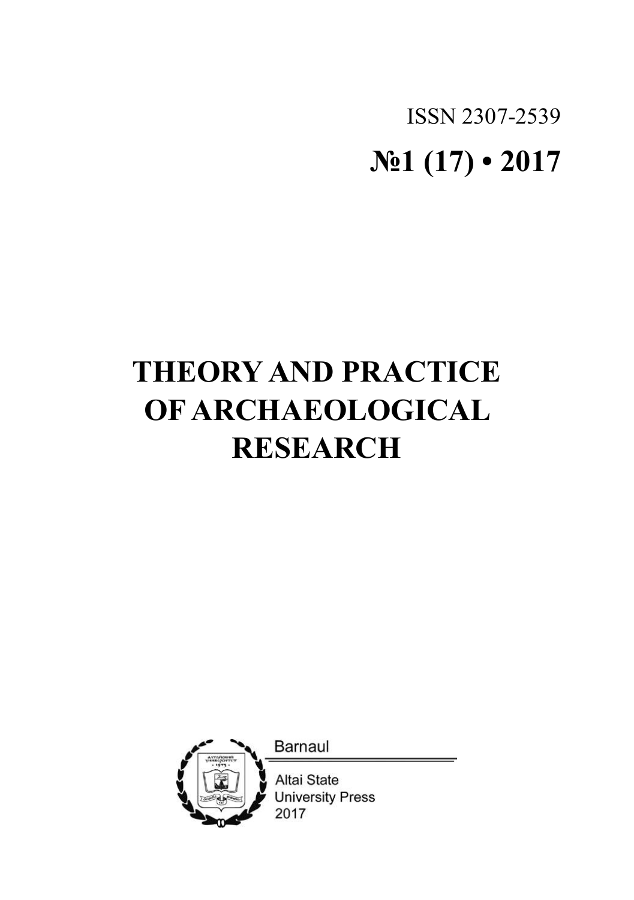ISSN 2307-2539

**№1 (17) • 2017**

# THEORY AND PRACTICE OF ARCHAEOLOGICAL RESEARCH

Barnaul

Altai State University Press 2017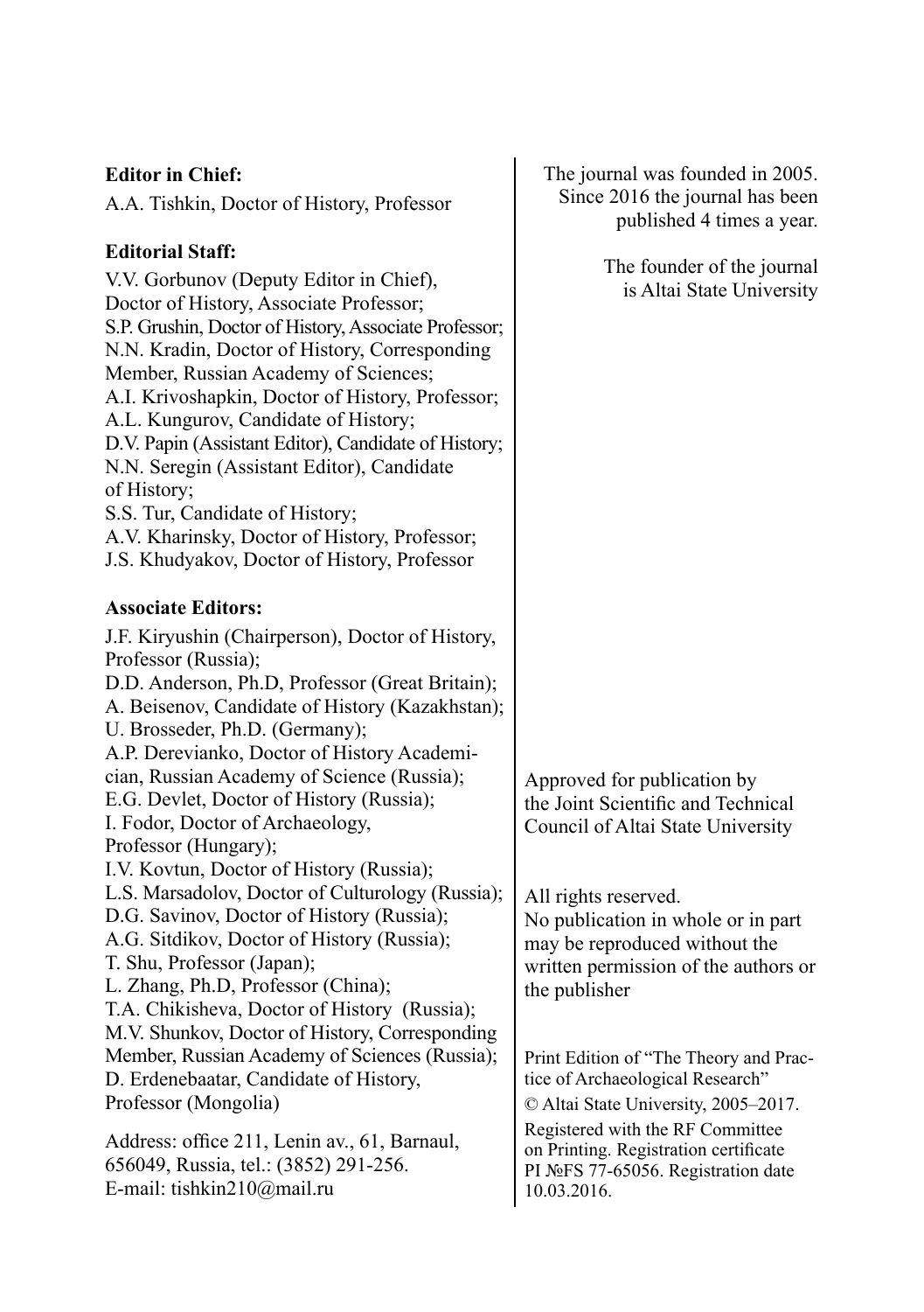**Editor in Chief:**

A.A. Tishkin, Doctor of History, Professor

**Editorial Staff:**

V.V. Gorbunov (Deputy Editor in Chief), Doctor of History, Associate Professor;
S.P. Grushin, Doctor of History, Associate Professor;
N.N. Kradin, Doctor of History, Corresponding Member, Russian Academy of Sciences;
A.I. Krivoshapkin, Doctor of History, Professor;
A.L. Kungurov, Candidate of History;
D.V. Papin (Assistant Editor), Candidate of History;
N.N. Seregin (Assistant Editor), Candidate of History;
S.S. Tur, Candidate of History;
A.V. Kharinsky, Doctor of History, Professor;
J.S. Khudyakov, Doctor of History, Professor

**Associate Editors:**

J.F. Kiryushin (Chairperson), Doctor of History, Professor (Russia);
D.D. Anderson, Ph.D, Professor (Great Britain);
A. Beisenov, Candidate of History (Kazakhstan);
U. Brosseder, Ph.D. (Germany);
A.P. Derevianko, Doctor of History Academician, Russian Academy of Science (Russia);
E.G. Devlet, Doctor of History (Russia);
I. Fodor, Doctor of Archaeology, Professor (Hungary);
I.V. Kovtun, Doctor of History (Russia);
L.S. Marsadolov, Doctor of Culturology (Russia);
D.G. Savinov, Doctor of History (Russia);
A.G. Sitdikov, Doctor of History (Russia);
T. Shu, Professor (Japan);
L. Zhang, Ph.D, Professor (China);
T.A. Chikisheva, Doctor of History (Russia);
M.V. Shunkov, Doctor of History, Corresponding Member, Russian Academy of Sciences (Russia);
D. Erdenebaatar, Candidate of History, Professor (Mongolia)

Address: office 211, Lenin av., 61, Barnaul, 656049, Russia, tel.: (3852) 291-256.
E-mail: tishkin210@mail.ru

The journal was founded in 2005. Since 2016 the journal has been published 4 times a year.

The founder of the journal is Altai State University

Approved for publication by the Joint Scientific and Technical Council of Altai State University

All rights reserved.
No publication in whole or in part may be reproduced without the written permission of the authors or the publisher

Print Edition of "The Theory and Practice of Archaeological Research"

© Altai State University, 2005–2017.

Registered with the RF Committee on Printing. Registration certificate PI №FS 77-65056. Registration date 10.03.2016.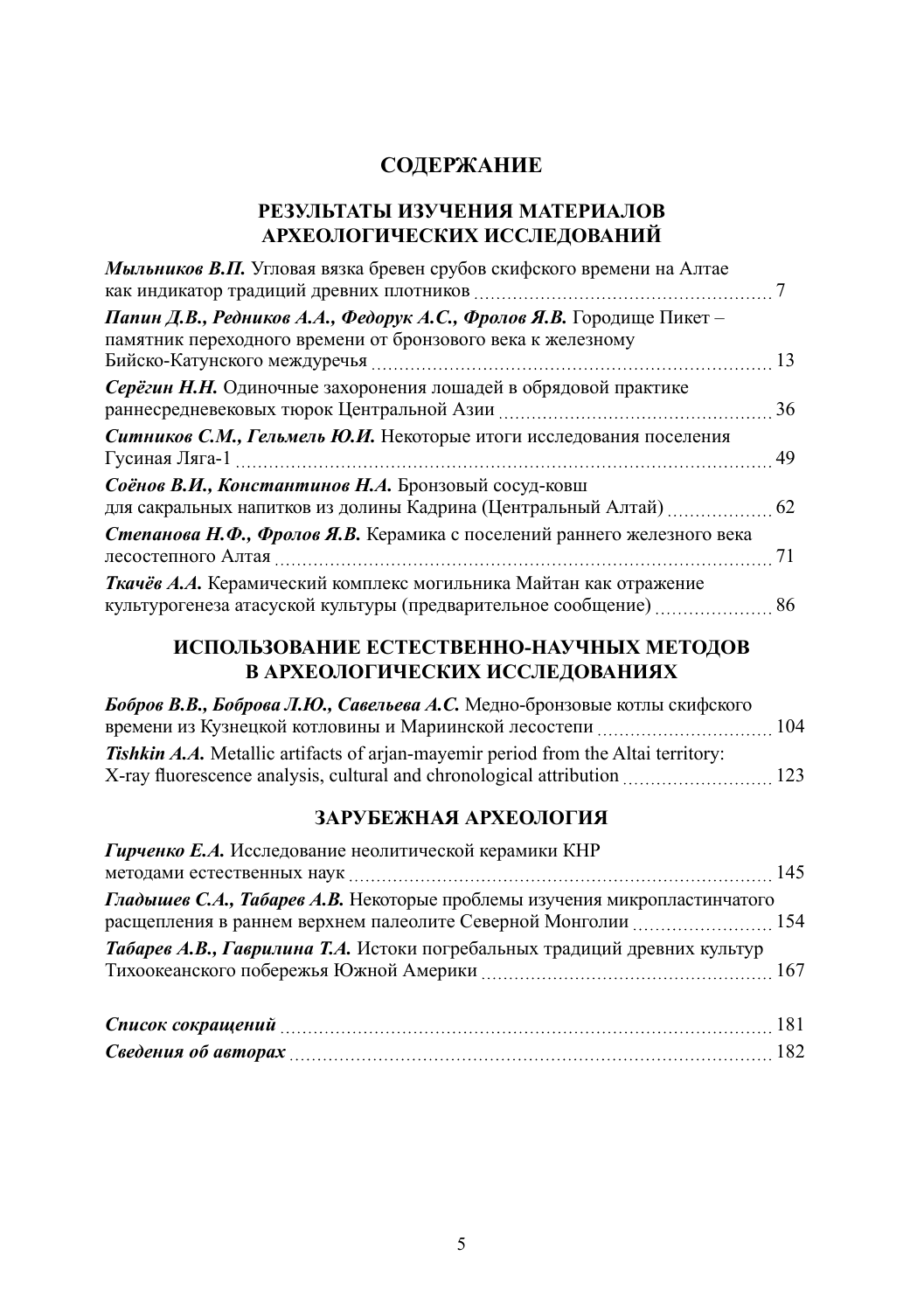# СОДЕРЖАНИЕ

## РЕЗУЛЬТАТЫ ИЗУЧЕНИЯ МАТЕРИАЛОВ АРХЕОЛОГИЧЕСКИХ ИССЛЕДОВАНИЙ

***Мыльников В.П.*** Угловая вязка бревен срубов скифского времени на Алтае как индикатор традиций древних плотников ..... 7

***Папин Д.В., Редников А.А., Федорук А.С., Фролов Я.В.*** Городище Пикет – памятник переходного времени от бронзового века к железному Бийско-Катунского междуречья ..... 13

***Серёгин Н.Н.*** Одиночные захоронения лошадей в обрядовой практике раннесредневековых тюрок Центральной Азии ..... 36

***Ситников С.М., Гельмель Ю.И.*** Некоторые итоги исследования поселения Гусиная Ляга-1 ..... 49

***Соёнов В.И., Константинов Н.А.*** Бронзовый сосуд-ковш для сакральных напитков из долины Кадрина (Центральный Алтай) ..... 62

***Степанова Н.Ф., Фролов Я.В.*** Керамика с поселений раннего железного века лесостепного Алтая ..... 71

***Ткачёв А.А.*** Керамический комплекс могильника Майтан как отражение культурогенеза атасуской культуры (предварительное сообщение) ..... 86

## ИСПОЛЬЗОВАНИЕ ЕСТЕСТВЕННО-НАУЧНЫХ МЕТОДОВ В АРХЕОЛОГИЧЕСКИХ ИССЛЕДОВАНИЯХ

***Бобров В.В., Боброва Л.Ю., Савельева А.С.*** Медно-бронзовые котлы скифского времени из Кузнецкой котловины и Мариинской лесостепи ..... 104

***Tishkin A.A.*** Metallic artifacts of arjan-mayemir period from the Altai territory: X-ray fluorescence analysis, cultural and chronological attribution ..... 123

## ЗАРУБЕЖНАЯ АРХЕОЛОГИЯ

***Гирченко Е.А.*** Исследование неолитической керамики КНР методами естественных наук ..... 145

***Гладышев С.А., Табарев А.В.*** Некоторые проблемы изучения микропластинчатого расщепления в раннем верхнем палеолите Северной Монголии ..... 154

***Табарев А.В., Гаврилина Т.А.*** Истоки погребальных традиций древних культур Тихоокеанского побережья Южной Америки ..... 167

***Список сокращений*** ..... 181

***Сведения об авторах*** ..... 182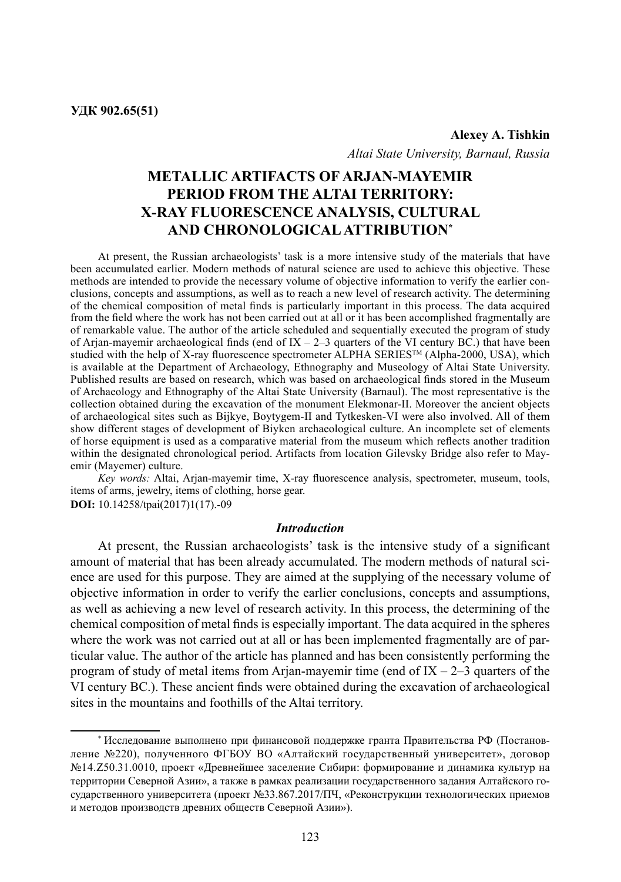**УДК 902.65(51)**

**Alexey A. Tishkin**

*Altai State University, Barnaul, Russia*

# METALLIC ARTIFACTS OF ARJAN-MAYEMIR PERIOD FROM THE ALTAI TERRITORY: X-RAY FLUORESCENCE ANALYSIS, CULTURAL AND CHRONOLOGICAL ATTRIBUTION*

At present, the Russian archaeologists' task is a more intensive study of the materials that have been accumulated earlier. Modern methods of natural science are used to achieve this objective. These methods are intended to provide the necessary volume of objective information to verify the earlier conclusions, concepts and assumptions, as well as to reach a new level of research activity. The determining of the chemical composition of metal finds is particularly important in this process. The data acquired from the field where the work has not been carried out at all or it has been accomplished fragmentally are of remarkable value. The author of the article scheduled and sequentially executed the program of study of Arjan-mayemir archaeological finds (end of IX – 2–3 quarters of the VI century BC.) that have been studied with the help of X-ray fluorescence spectrometer ALPHA SERIES™ (Alpha-2000, USA), which is available at the Department of Archaeology, Ethnography and Museology of Altai State University. Published results are based on research, which was based on archaeological finds stored in the Museum of Archaeology and Ethnography of the Altai State University (Barnaul). The most representative is the collection obtained during the excavation of the monument Elekmonar-II. Moreover the ancient objects of archaeological sites such as Bijkye, Boytygem-II and Tytkesken-VI were also involved. All of them show different stages of development of Biyken archaeological culture. An incomplete set of elements of horse equipment is used as a comparative material from the museum which reflects another tradition within the designated chronological period. Artifacts from location Gilevsky Bridge also refer to Mayemir (Mayemer) culture.

*Key words:* Altai, Arjan-mayemir time, X-ray fluorescence analysis, spectrometer, museum, tools, items of arms, jewelry, items of clothing, horse gear.

**DOI:** 10.14258/tpai(2017)1(17).-09

### *Introduction*

At present, the Russian archaeologists' task is the intensive study of a significant amount of material that has been already accumulated. The modern methods of natural science are used for this purpose. They are aimed at the supplying of the necessary volume of objective information in order to verify the earlier conclusions, concepts and assumptions, as well as achieving a new level of research activity. In this process, the determining of the chemical composition of metal finds is especially important. The data acquired in the spheres where the work was not carried out at all or has been implemented fragmentally are of particular value. The author of the article has planned and has been consistently performing the program of study of metal items from Arjan-mayemir time (end of IX – 2–3 quarters of the VI century BC.). These ancient finds were obtained during the excavation of archaeological sites in the mountains and foothills of the Altai territory.

---

* Исследование выполнено при финансовой поддержке гранта Правительства РФ (Постановление №220), полученного ФГБОУ ВО «Алтайский государственный университет», договор №14.Z50.31.0010, проект «Древнейшее заселение Сибири: формирование и динамика культур на территории Северной Азии», а также в рамках реализации государственного задания Алтайского государственного университета (проект №33.867.2017/ПЧ, «Реконструкции технологических приемов и методов производств древних обществ Северной Азии»).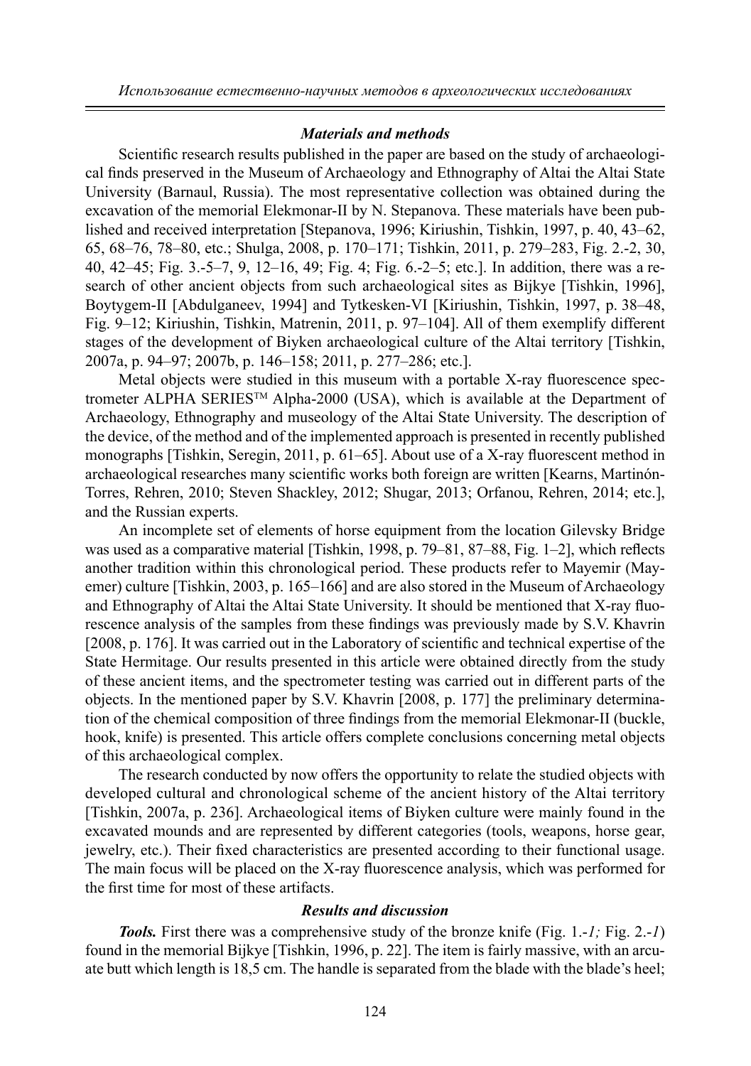### *Materials and methods*

Scientific research results published in the paper are based on the study of archaeological finds preserved in the Museum of Archaeology and Ethnography of Altai the Altai State University (Barnaul, Russia). The most representative collection was obtained during the excavation of the memorial Elekmonar-II by N. Stepanova. These materials have been published and received interpretation [Stepanova, 1996; Kiriushin, Tishkin, 1997, p. 40, 43–62, 65, 68–76, 78–80, etc.; Shulga, 2008, p. 170–171; Tishkin, 2011, p. 279–283, Fig. 2.-2, 30, 40, 42–45; Fig. 3.-5–7, 9, 12–16, 49; Fig. 4; Fig. 6.-2–5; etc.]. In addition, there was a research of other ancient objects from such archaeological sites as Bijkye [Tishkin, 1996], Boytygem-II [Abdulganeev, 1994] and Tytkesken-VI [Kiriushin, Tishkin, 1997, p. 38–48, Fig. 9–12; Kiriushin, Tishkin, Matrenin, 2011, p. 97–104]. All of them exemplify different stages of the development of Biyken archaeological culture of the Altai territory [Tishkin, 2007a, p. 94–97; 2007b, p. 146–158; 2011, p. 277–286; etc.].

Metal objects were studied in this museum with a portable X-ray fluorescence spectrometer ALPHA SERIES™ Alpha-2000 (USA), which is available at the Department of Archaeology, Ethnography and museology of the Altai State University. The description of the device, of the method and of the implemented approach is presented in recently published monographs [Tishkin, Seregin, 2011, p. 61–65]. About use of a X-ray fluorescent method in archaeological researches many scientific works both foreign are written [Kearns, Martinón-Torres, Rehren, 2010; Steven Shackley, 2012; Shugar, 2013; Orfanou, Rehren, 2014; etc.], and the Russian experts.

An incomplete set of elements of horse equipment from the location Gilevsky Bridge was used as a comparative material [Tishkin, 1998, p. 79–81, 87–88, Fig. 1–2], which reflects another tradition within this chronological period. These products refer to Mayemir (Mayemer) culture [Tishkin, 2003, p. 165–166] and are also stored in the Museum of Archaeology and Ethnography of Altai the Altai State University. It should be mentioned that X-ray fluorescence analysis of the samples from these findings was previously made by S.V. Khavrin [2008, p. 176]. It was carried out in the Laboratory of scientific and technical expertise of the State Hermitage. Our results presented in this article were obtained directly from the study of these ancient items, and the spectrometer testing was carried out in different parts of the objects. In the mentioned paper by S.V. Khavrin [2008, p. 177] the preliminary determination of the chemical composition of three findings from the memorial Elekmonar-II (buckle, hook, knife) is presented. This article offers complete conclusions concerning metal objects of this archaeological complex.

The research conducted by now offers the opportunity to relate the studied objects with developed cultural and chronological scheme of the ancient history of the Altai territory [Tishkin, 2007a, p. 236]. Archaeological items of Biyken culture were mainly found in the excavated mounds and are represented by different categories (tools, weapons, horse gear, jewelry, etc.). Their fixed characteristics are presented according to their functional usage. The main focus will be placed on the X-ray fluorescence analysis, which was performed for the first time for most of these artifacts.

### *Results and discussion*

***Tools.*** First there was a comprehensive study of the bronze knife (Fig. 1.-*1;* Fig. 2.-*1*) found in the memorial Bijkye [Tishkin, 1996, p. 22]. The item is fairly massive, with an arcuate butt which length is 18,5 cm. The handle is separated from the blade with the blade's heel;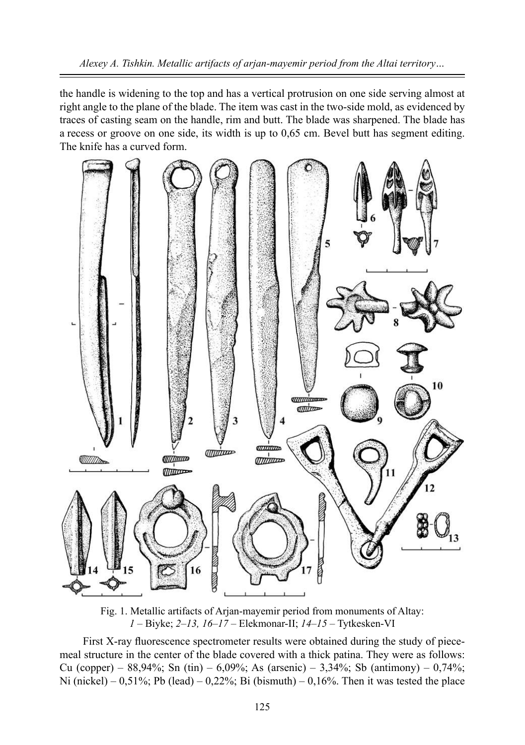the handle is widening to the top and has a vertical protrusion on one side serving almost at right angle to the plane of the blade. The item was cast in the two-side mold, as evidenced by traces of casting seam on the handle, rim and butt. The blade was sharpened. The blade has a recess or groove on one side, its width is up to 0,65 cm. Bevel butt has segment editing. The knife has a curved form.

Fig. 1. Metallic artifacts of Arjan-mayemir period from monuments of Altay:
*1* – Biyke; *2–13, 16–17* – Elekmonar-II; *14–15* – Tytkesken-VI

First X-ray fluorescence spectrometer results were obtained during the study of piecemeal structure in the center of the blade covered with a thick patina. They were as follows: Cu (copper) – 88,94%; Sn (tin) – 6,09%; As (arsenic) – 3,34%; Sb (antimony) – 0,74%; Ni (nickel) – 0,51%; Pb (lead) – 0,22%; Bi (bismuth) – 0,16%. Then it was tested the place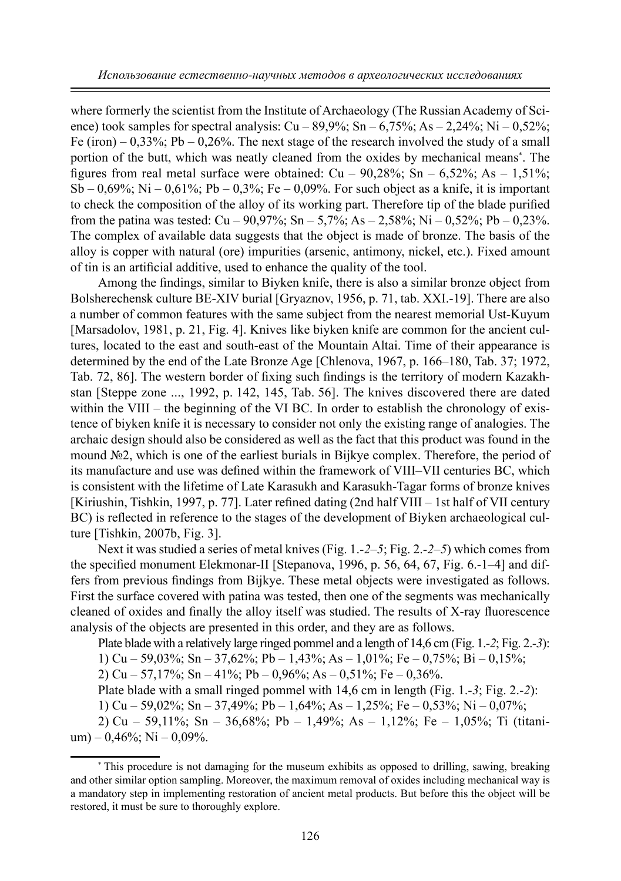where formerly the scientist from the Institute of Archaeology (The Russian Academy of Science) took samples for spectral analysis: Cu – 89,9%; Sn – 6,75%; As – 2,24%; Ni – 0,52%; Fe (iron) – 0,33%; Pb – 0,26%. The next stage of the research involved the study of a small portion of the butt, which was neatly cleaned from the oxides by mechanical means*. The figures from real metal surface were obtained: Cu – 90,28%; Sn – 6,52%; As – 1,51%; Sb – 0,69%; Ni – 0,61%; Pb – 0,3%; Fe – 0,09%. For such object as a knife, it is important to check the composition of the alloy of its working part. Therefore tip of the blade purified from the patina was tested: Cu – 90,97%; Sn – 5,7%; As – 2,58%; Ni – 0,52%; Pb – 0,23%. The complex of available data suggests that the object is made of bronze. The basis of the alloy is copper with natural (ore) impurities (arsenic, antimony, nickel, etc.). Fixed amount of tin is an artificial additive, used to enhance the quality of the tool.

Among the findings, similar to Biyken knife, there is also a similar bronze object from Bolsherechensk culture BE-XIV burial [Gryaznov, 1956, p. 71, tab. XXI.-19]. There are also a number of common features with the same subject from the nearest memorial Ust-Kuyum [Marsadolov, 1981, p. 21, Fig. 4]. Knives like biyken knife are common for the ancient cultures, located to the east and south-east of the Mountain Altai. Time of their appearance is determined by the end of the Late Bronze Age [Chlenova, 1967, p. 166–180, Tab. 37; 1972, Tab. 72, 86]. The western border of fixing such findings is the territory of modern Kazakhstan [Steppe zone ..., 1992, p. 142, 145, Tab. 56]. The knives discovered there are dated within the VIII – the beginning of the VI BC. In order to establish the chronology of existence of biyken knife it is necessary to consider not only the existing range of analogies. The archaic design should also be considered as well as the fact that this product was found in the mound №2, which is one of the earliest burials in Bijkye complex. Therefore, the period of its manufacture and use was defined within the framework of VIII–VII centuries BC, which is consistent with the lifetime of Late Karasukh and Karasukh-Tagar forms of bronze knives [Kiriushin, Tishkin, 1997, p. 77]. Later refined dating (2nd half VIII – 1st half of VII century BC) is reflected in reference to the stages of the development of Biyken archaeological culture [Tishkin, 2007b, Fig. 3].

Next it was studied a series of metal knives (Fig. 1.-*2–5*; Fig. 2.-*2–5*) which comes from the specified monument Elekmonar-II [Stepanova, 1996, p. 56, 64, 67, Fig. 6.-1–4] and differs from previous findings from Bijkye. These metal objects were investigated as follows. First the surface covered with patina was tested, then one of the segments was mechanically cleaned of oxides and finally the alloy itself was studied. The results of X-ray fluorescence analysis of the objects are presented in this order, and they are as follows.

Plate blade with a relatively large ringed pommel and a length of 14,6 cm (Fig. 1.-*2*; Fig. 2.-*3*):

1) Cu – 59,03%; Sn – 37,62%; Pb – 1,43%; As – 1,01%; Fe – 0,75%; Bi – 0,15%;

2) Cu – 57,17%; Sn – 41%; Pb – 0,96%; As – 0,51%; Fe – 0,36%.

Plate blade with a small ringed pommel with 14,6 cm in length (Fig. 1.-*3*; Fig. 2.-*2*):

1) Cu – 59,02%; Sn – 37,49%; Pb – 1,64%; As – 1,25%; Fe – 0,53%; Ni – 0,07%;

2) Cu – 59,11%; Sn – 36,68%; Pb – 1,49%; As – 1,12%; Fe – 1,05%; Ti (titanium) – 0,46%; Ni – 0,09%.

---

* This procedure is not damaging for the museum exhibits as opposed to drilling, sawing, breaking and other similar option sampling. Moreover, the maximum removal of oxides including mechanical way is a mandatory step in implementing restoration of ancient metal products. But before this the object will be restored, it must be sure to thoroughly explore.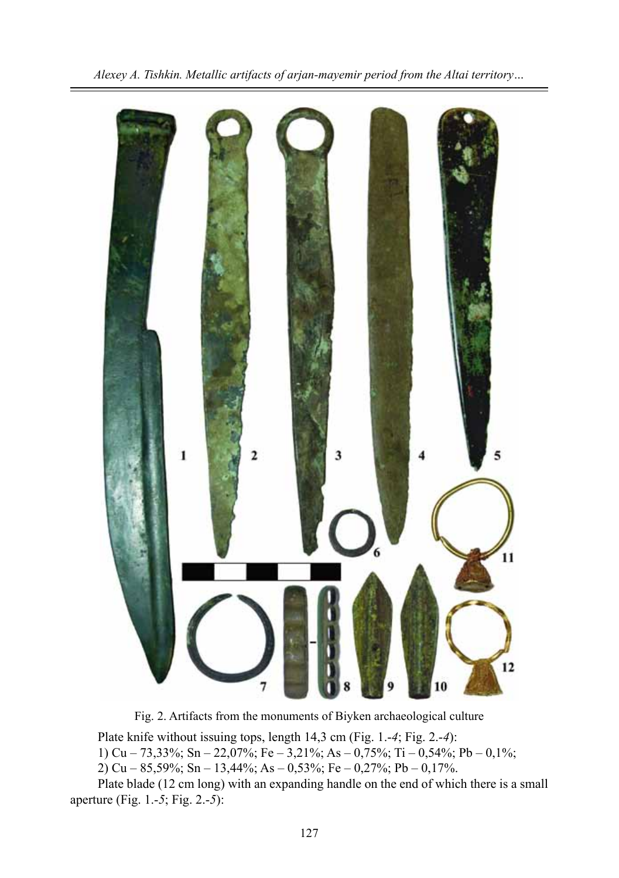Fig. 2. Artifacts from the monuments of Biyken archaeological culture

Plate knife without issuing tops, length 14,3 cm (Fig. 1.-*4*; Fig. 2.-*4*):

1) Cu – 73,33%; Sn – 22,07%; Fe – 3,21%; As – 0,75%; Ti – 0,54%; Pb – 0,1%;

2) Cu – 85,59%; Sn – 13,44%; As – 0,53%; Fe – 0,27%; Pb – 0,17%.

Plate blade (12 cm long) with an expanding handle on the end of which there is a small aperture (Fig. 1.-*5*; Fig. 2.-*5*):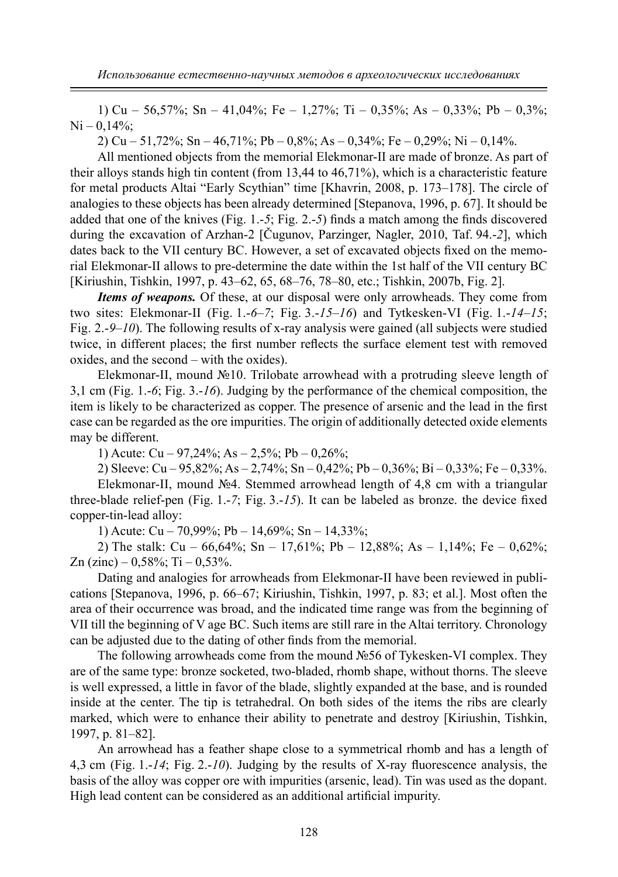1) Cu – 56,57%; Sn – 41,04%; Fe – 1,27%; Ti – 0,35%; As – 0,33%; Pb – 0,3%; Ni – 0,14%;

2) Cu – 51,72%; Sn – 46,71%; Pb – 0,8%; As – 0,34%; Fe – 0,29%; Ni – 0,14%.

All mentioned objects from the memorial Elekmonar-II are made of bronze. As part of their alloys stands high tin content (from 13,44 to 46,71%), which is a characteristic feature for metal products Altai "Early Scythian" time [Khavrin, 2008, p. 173–178]. The circle of analogies to these objects has been already determined [Stepanova, 1996, p. 67]. It should be added that one of the knives (Fig. 1.-*5*; Fig. 2.-*5*) finds a match among the finds discovered during the excavation of Arzhan-2 [Čugunov, Parzinger, Nagler, 2010, Taf. 94.-*2*], which dates back to the VII century BC. However, a set of excavated objects fixed on the memorial Elekmonar-II allows to pre-determine the date within the 1st half of the VII century BC [Kiriushin, Tishkin, 1997, p. 43–62, 65, 68–76, 78–80, etc.; Tishkin, 2007b, Fig. 2].

***Items of weapons.*** Of these, at our disposal were only arrowheads. They come from two sites: Elekmonar-II (Fig. 1.-*6–7*; Fig. 3.-*15–16*) and Tytkesken-VI (Fig. 1.-*14–15*; Fig. 2.-*9–10*). The following results of x-ray analysis were gained (all subjects were studied twice, in different places; the first number reflects the surface element test with removed oxides, and the second – with the oxides).

Elekmonar-II, mound №10. Trilobate arrowhead with a protruding sleeve length of 3,1 cm (Fig. 1.-*6*; Fig. 3.-*16*). Judging by the performance of the chemical composition, the item is likely to be characterized as copper. The presence of arsenic and the lead in the first case can be regarded as the ore impurities. The origin of additionally detected oxide elements may be different.

1) Acute: Cu – 97,24%; As – 2,5%; Pb – 0,26%;

2) Sleeve: Cu – 95,82%; As – 2,74%; Sn – 0,42%; Pb – 0,36%; Bi – 0,33%; Fe – 0,33%.

Elekmonar-II, mound №4. Stemmed arrowhead length of 4,8 cm with a triangular three-blade relief-pen (Fig. 1.-*7*; Fig. 3.-*15*). It can be labeled as bronze. the device fixed copper-tin-lead alloy:

1) Acute: Cu – 70,99%; Pb – 14,69%; Sn – 14,33%;

2) The stalk: Cu – 66,64%; Sn – 17,61%; Pb – 12,88%; As – 1,14%; Fe – 0,62%; Zn (zinc) – 0,58%; Ti – 0,53%.

Dating and analogies for arrowheads from Elekmonar-II have been reviewed in publications [Stepanova, 1996, p. 66–67; Kiriushin, Tishkin, 1997, p. 83; et al.]. Most often the area of their occurrence was broad, and the indicated time range was from the beginning of VII till the beginning of V age BC. Such items are still rare in the Altai territory. Chronology can be adjusted due to the dating of other finds from the memorial.

The following arrowheads come from the mound №56 of Tykesken-VI complex. They are of the same type: bronze socketed, two-bladed, rhomb shape, without thorns. The sleeve is well expressed, a little in favor of the blade, slightly expanded at the base, and is rounded inside at the center. The tip is tetrahedral. On both sides of the items the ribs are clearly marked, which were to enhance their ability to penetrate and destroy [Kiriushin, Tishkin, 1997, p. 81–82].

An arrowhead has a feather shape close to a symmetrical rhomb and has a length of 4,3 cm (Fig. 1.-*14*; Fig. 2.-*10*). Judging by the results of X-ray fluorescence analysis, the basis of the alloy was copper ore with impurities (arsenic, lead). Tin was used as the dopant. High lead content can be considered as an additional artificial impurity.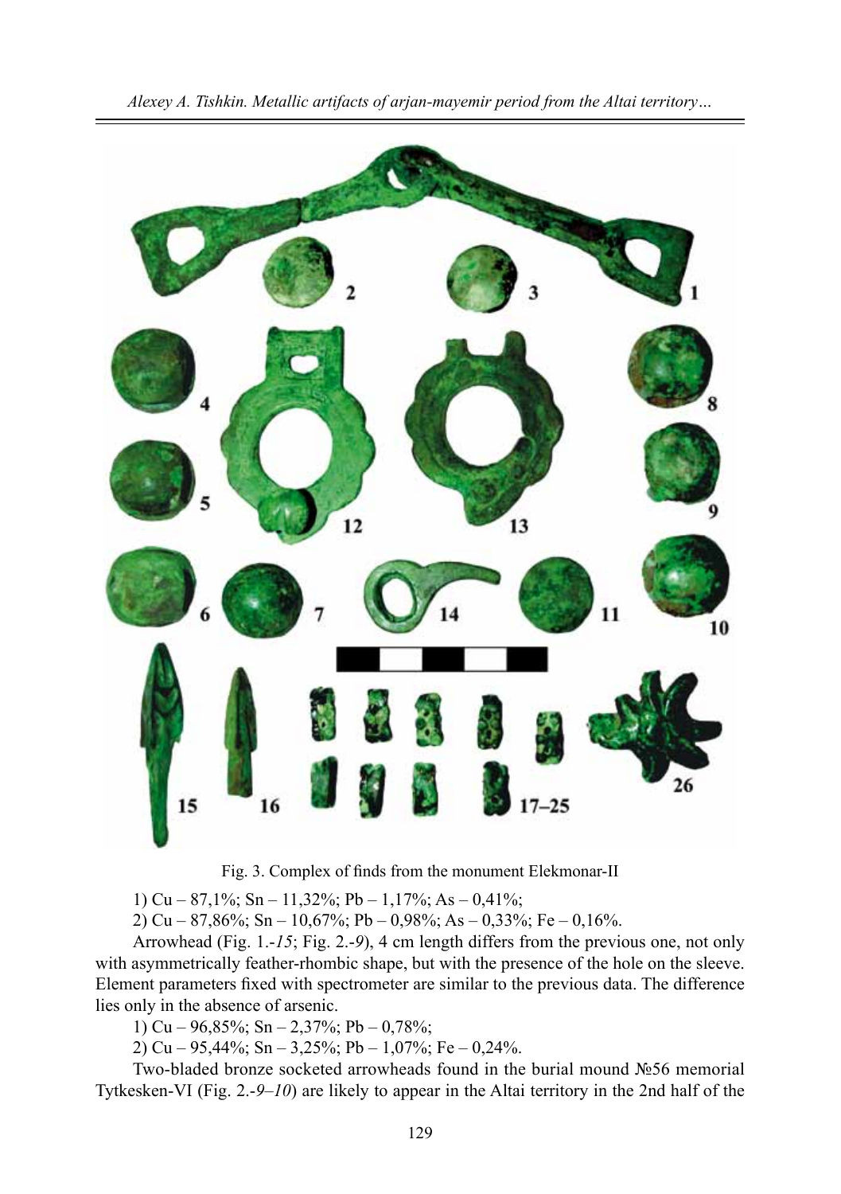Fig. 3. Complex of finds from the monument Elekmonar-II

1) Cu – 87,1%; Sn – 11,32%; Pb – 1,17%; As – 0,41%;

2) Cu – 87,86%; Sn – 10,67%; Pb – 0,98%; As – 0,33%; Fe – 0,16%.

Arrowhead (Fig. 1.-*15*; Fig. 2.-*9*), 4 cm length differs from the previous one, not only with asymmetrically feather-rhombic shape, but with the presence of the hole on the sleeve. Element parameters fixed with spectrometer are similar to the previous data. The difference lies only in the absence of arsenic.

1) Cu – 96,85%; Sn – 2,37%; Pb – 0,78%;

2) Cu – 95,44%; Sn – 3,25%; Pb – 1,07%; Fe – 0,24%.

Two-bladed bronze socketed arrowheads found in the burial mound №56 memorial Tytkesken-VI (Fig. 2.-*9–10*) are likely to appear in the Altai territory in the 2nd half of the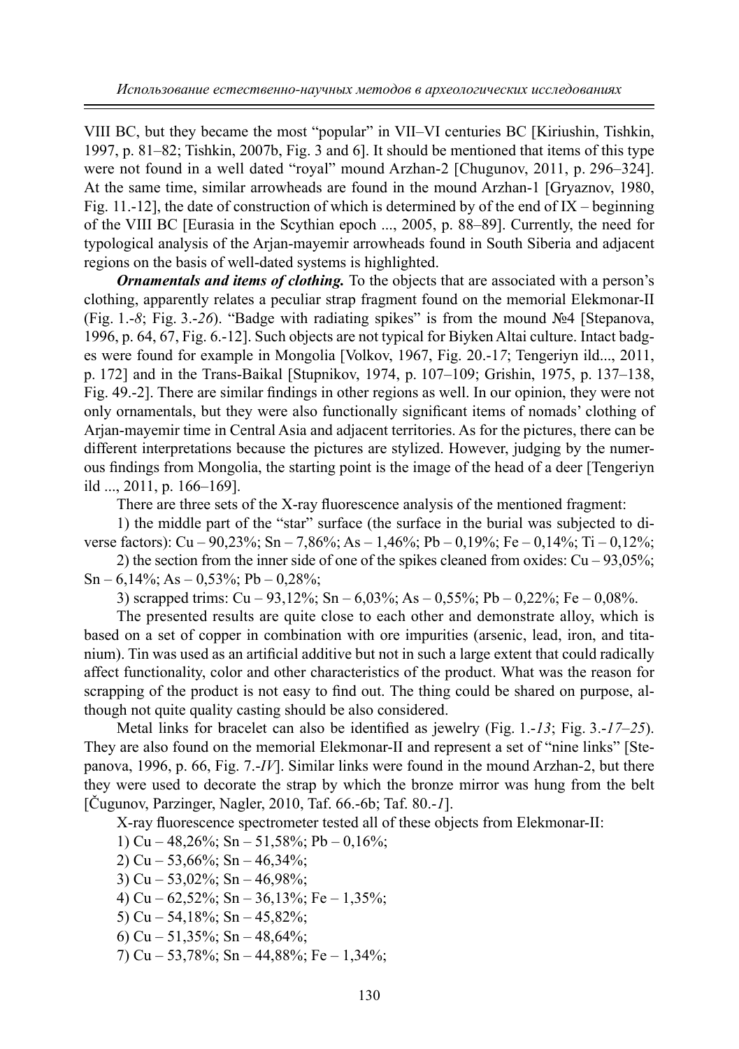VIII BC, but they became the most "popular" in VII–VI centuries BC [Kiriushin, Tishkin, 1997, p. 81–82; Tishkin, 2007b, Fig. 3 and 6]. It should be mentioned that items of this type were not found in a well dated "royal" mound Arzhan-2 [Chugunov, 2011, p. 296–324]. At the same time, similar arrowheads are found in the mound Arzhan-1 [Gryaznov, 1980, Fig. 11.-12], the date of construction of which is determined by of the end of IX – beginning of the VIII BC [Eurasia in the Scythian epoch ..., 2005, p. 88–89]. Currently, the need for typological analysis of the Arjan-mayemir arrowheads found in South Siberia and adjacent regions on the basis of well-dated systems is highlighted.

***Ornamentals and items of clothing.*** To the objects that are associated with a person's clothing, apparently relates a peculiar strap fragment found on the memorial Elekmonar-II (Fig. 1.-*8*; Fig. 3.-*26*). "Badge with radiating spikes" is from the mound №4 [Stepanova, 1996, p. 64, 67, Fig. 6.-12]. Such objects are not typical for Biyken Altai culture. Intact badges were found for example in Mongolia [Volkov, 1967, Fig. 20.-1*7*; Tengeriyn ild..., 2011, p. 172] and in the Trans-Baikal [Stupnikov, 1974, p. 107–109; Grishin, 1975, p. 137–138, Fig. 49.-2]. There are similar findings in other regions as well. In our opinion, they were not only ornamentals, but they were also functionally significant items of nomads' clothing of Arjan-mayemir time in Central Asia and adjacent territories. As for the pictures, there can be different interpretations because the pictures are stylized. However, judging by the numerous findings from Mongolia, the starting point is the image of the head of a deer [Tengeriyn ild ..., 2011, p. 166–169].

There are three sets of the X-ray fluorescence analysis of the mentioned fragment:

1) the middle part of the "star" surface (the surface in the burial was subjected to diverse factors): Cu – 90,23%; Sn – 7,86%; As – 1,46%; Pb – 0,19%; Fe – 0,14%; Ti – 0,12%;

2) the section from the inner side of one of the spikes cleaned from oxides: Cu – 93,05%; Sn – 6,14%; As – 0,53%; Pb – 0,28%;

3) scrapped trims: Cu – 93,12%; Sn – 6,03%; As – 0,55%; Pb – 0,22%; Fe – 0,08%.

The presented results are quite close to each other and demonstrate alloy, which is based on a set of copper in combination with ore impurities (arsenic, lead, iron, and titanium). Tin was used as an artificial additive but not in such a large extent that could radically affect functionality, color and other characteristics of the product. What was the reason for scrapping of the product is not easy to find out. The thing could be shared on purpose, although not quite quality casting should be also considered.

Metal links for bracelet can also be identified as jewelry (Fig. 1.-*13*; Fig. 3.-*17–25*). They are also found on the memorial Elekmonar-II and represent a set of "nine links" [Stepanova, 1996, p. 66, Fig. 7.-*IV*]. Similar links were found in the mound Arzhan-2, but there they were used to decorate the strap by which the bronze mirror was hung from the belt [Čugunov, Parzinger, Nagler, 2010, Taf. 66.-6b; Taf. 80.-*1*].

X-ray fluorescence spectrometer tested all of these objects from Elekmonar-II:

1) Cu – 48,26%; Sn – 51,58%; Pb – 0,16%;

2) Cu – 53,66%; Sn – 46,34%;

3) Cu – 53,02%; Sn – 46,98%;

4) Cu – 62,52%; Sn – 36,13%; Fe – 1,35%;

5) Cu – 54,18%; Sn – 45,82%;

6) Cu – 51,35%; Sn – 48,64%;

7) Cu – 53,78%; Sn – 44,88%; Fe – 1,34%;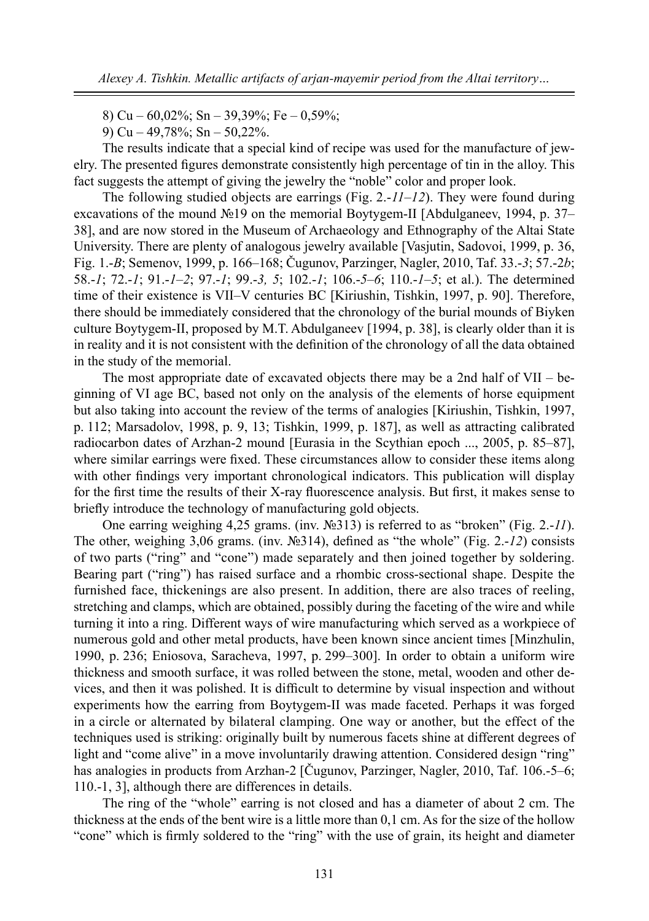8) Cu – 60,02%; Sn – 39,39%; Fe – 0,59%;

9) Cu – 49,78%; Sn – 50,22%.

The results indicate that a special kind of recipe was used for the manufacture of jewelry. The presented figures demonstrate consistently high percentage of tin in the alloy. This fact suggests the attempt of giving the jewelry the "noble" color and proper look.

The following studied objects are earrings (Fig. 2.-*11–12*). They were found during excavations of the mound №19 on the memorial Boytygem-II [Abdulganeev, 1994, p. 37–38], and are now stored in the Museum of Archaeology and Ethnography of the Altai State University. There are plenty of analogous jewelry available [Vasjutin, Sadovoi, 1999, p. 36, Fig. 1.-*B*; Semenov, 1999, p. 166–168; Čugunov, Parzinger, Nagler, 2010, Taf. 33.-*3*; 57.-2*b*; 58.-*1*; 72.-*1*; 91.-*1–2*; 97.-*1*; 99.-*3, 5*; 102.-*1*; 106.-*5–6*; 110.-*1–5*; et al.). The determined time of their existence is VII–V centuries BC [Kiriushin, Tishkin, 1997, p. 90]. Therefore, there should be immediately considered that the chronology of the burial mounds of Biyken culture Boytygem-II, proposed by M.T. Abdulganeev [1994, p. 38], is clearly older than it is in reality and it is not consistent with the definition of the chronology of all the data obtained in the study of the memorial.

The most appropriate date of excavated objects there may be a 2nd half of VII – beginning of VI age BC, based not only on the analysis of the elements of horse equipment but also taking into account the review of the terms of analogies [Kiriushin, Tishkin, 1997, p. 112; Marsadolov, 1998, p. 9, 13; Tishkin, 1999, p. 187], as well as attracting calibrated radiocarbon dates of Arzhan-2 mound [Eurasia in the Scythian epoch ..., 2005, p. 85–87], where similar earrings were fixed. These circumstances allow to consider these items along with other findings very important chronological indicators. This publication will display for the first time the results of their X-ray fluorescence analysis. But first, it makes sense to briefly introduce the technology of manufacturing gold objects.

One earring weighing 4,25 grams. (inv. №313) is referred to as "broken" (Fig. 2.-*11*). The other, weighing 3,06 grams. (inv. №314), defined as "the whole" (Fig. 2.-*12*) consists of two parts ("ring" and "cone") made separately and then joined together by soldering. Bearing part ("ring") has raised surface and a rhombic cross-sectional shape. Despite the furnished face, thickenings are also present. In addition, there are also traces of reeling, stretching and clamps, which are obtained, possibly during the faceting of the wire and while turning it into a ring. Different ways of wire manufacturing which served as a workpiece of numerous gold and other metal products, have been known since ancient times [Minzhulin, 1990, p. 236; Eniosova, Saracheva, 1997, p. 299–300]. In order to obtain a uniform wire thickness and smooth surface, it was rolled between the stone, metal, wooden and other devices, and then it was polished. It is difficult to determine by visual inspection and without experiments how the earring from Boytygem-II was made faceted. Perhaps it was forged in a circle or alternated by bilateral clamping. One way or another, but the effect of the techniques used is striking: originally built by numerous facets shine at different degrees of light and "come alive" in a move involuntarily drawing attention. Considered design "ring" has analogies in products from Arzhan-2 [Čugunov, Parzinger, Nagler, 2010, Taf. 106.-5–6; 110.-1, 3], although there are differences in details.

The ring of the "whole" earring is not closed and has a diameter of about 2 cm. The thickness at the ends of the bent wire is a little more than 0,1 cm. As for the size of the hollow "cone" which is firmly soldered to the "ring" with the use of grain, its height and diameter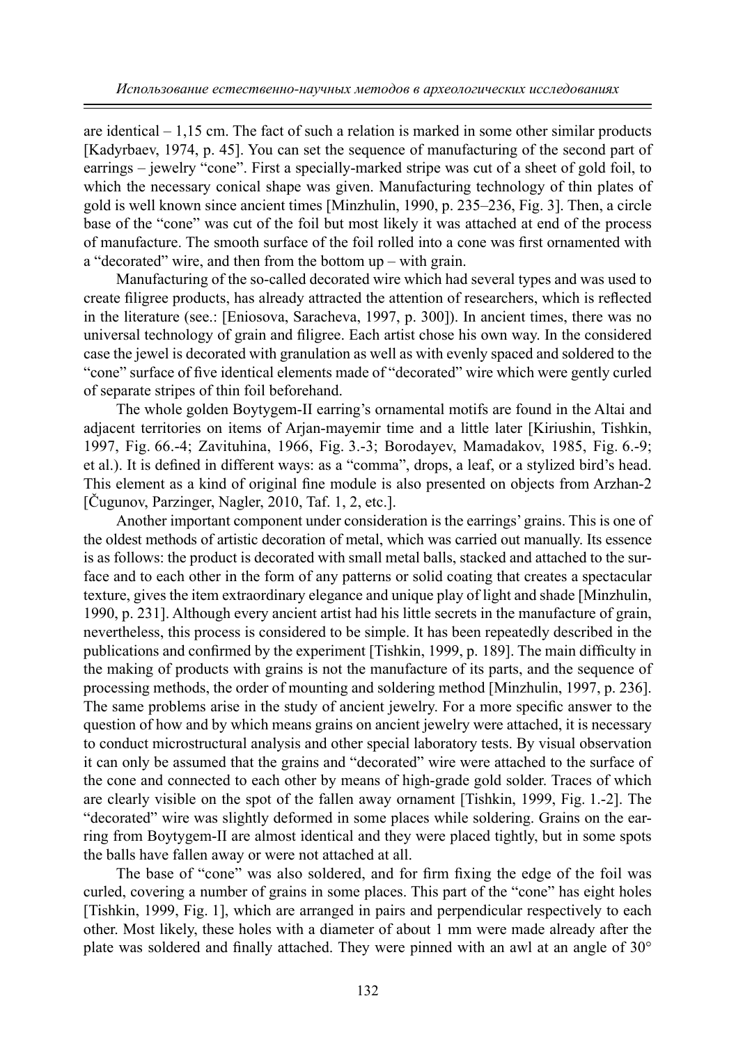are identical – 1,15 cm. The fact of such a relation is marked in some other similar products [Kadyrbaev, 1974, p. 45]. You can set the sequence of manufacturing of the second part of earrings – jewelry "cone". First a specially-marked stripe was cut of a sheet of gold foil, to which the necessary conical shape was given. Manufacturing technology of thin plates of gold is well known since ancient times [Minzhulin, 1990, p. 235–236, Fig. 3]. Then, a circle base of the "cone" was cut of the foil but most likely it was attached at end of the process of manufacture. The smooth surface of the foil rolled into a cone was first ornamented with a "decorated" wire, and then from the bottom up – with grain.

Manufacturing of the so-called decorated wire which had several types and was used to create filigree products, has already attracted the attention of researchers, which is reflected in the literature (see.: [Eniosova, Saracheva, 1997, p. 300]). In ancient times, there was no universal technology of grain and filigree. Each artist chose his own way. In the considered case the jewel is decorated with granulation as well as with evenly spaced and soldered to the "cone" surface of five identical elements made of "decorated" wire which were gently curled of separate stripes of thin foil beforehand.

The whole golden Boytygem-II earring's ornamental motifs are found in the Altai and adjacent territories on items of Arjan-mayemir time and a little later [Kiriushin, Tishkin, 1997, Fig. 66.-4; Zavituhina, 1966, Fig. 3.-3; Borodayev, Mamadakov, 1985, Fig. 6.-9; et al.). It is defined in different ways: as a "comma", drops, a leaf, or a stylized bird's head. This element as a kind of original fine module is also presented on objects from Arzhan-2 [Čugunov, Parzinger, Nagler, 2010, Taf. 1, 2, etc.].

Another important component under consideration is the earrings' grains. This is one of the oldest methods of artistic decoration of metal, which was carried out manually. Its essence is as follows: the product is decorated with small metal balls, stacked and attached to the surface and to each other in the form of any patterns or solid coating that creates a spectacular texture, gives the item extraordinary elegance and unique play of light and shade [Minzhulin, 1990, p. 231]. Although every ancient artist had his little secrets in the manufacture of grain, nevertheless, this process is considered to be simple. It has been repeatedly described in the publications and confirmed by the experiment [Tishkin, 1999, p. 189]. The main difficulty in the making of products with grains is not the manufacture of its parts, and the sequence of processing methods, the order of mounting and soldering method [Minzhulin, 1997, p. 236]. The same problems arise in the study of ancient jewelry. For a more specific answer to the question of how and by which means grains on ancient jewelry were attached, it is necessary to conduct microstructural analysis and other special laboratory tests. By visual observation it can only be assumed that the grains and "decorated" wire were attached to the surface of the cone and connected to each other by means of high-grade gold solder. Traces of which are clearly visible on the spot of the fallen away ornament [Tishkin, 1999, Fig. 1.-2]. The "decorated" wire was slightly deformed in some places while soldering. Grains on the earring from Boytygem-II are almost identical and they were placed tightly, but in some spots the balls have fallen away or were not attached at all.

The base of "cone" was also soldered, and for firm fixing the edge of the foil was curled, covering a number of grains in some places. This part of the "cone" has eight holes [Tishkin, 1999, Fig. 1], which are arranged in pairs and perpendicular respectively to each other. Most likely, these holes with a diameter of about 1 mm were made already after the plate was soldered and finally attached. They were pinned with an awl at an angle of 30°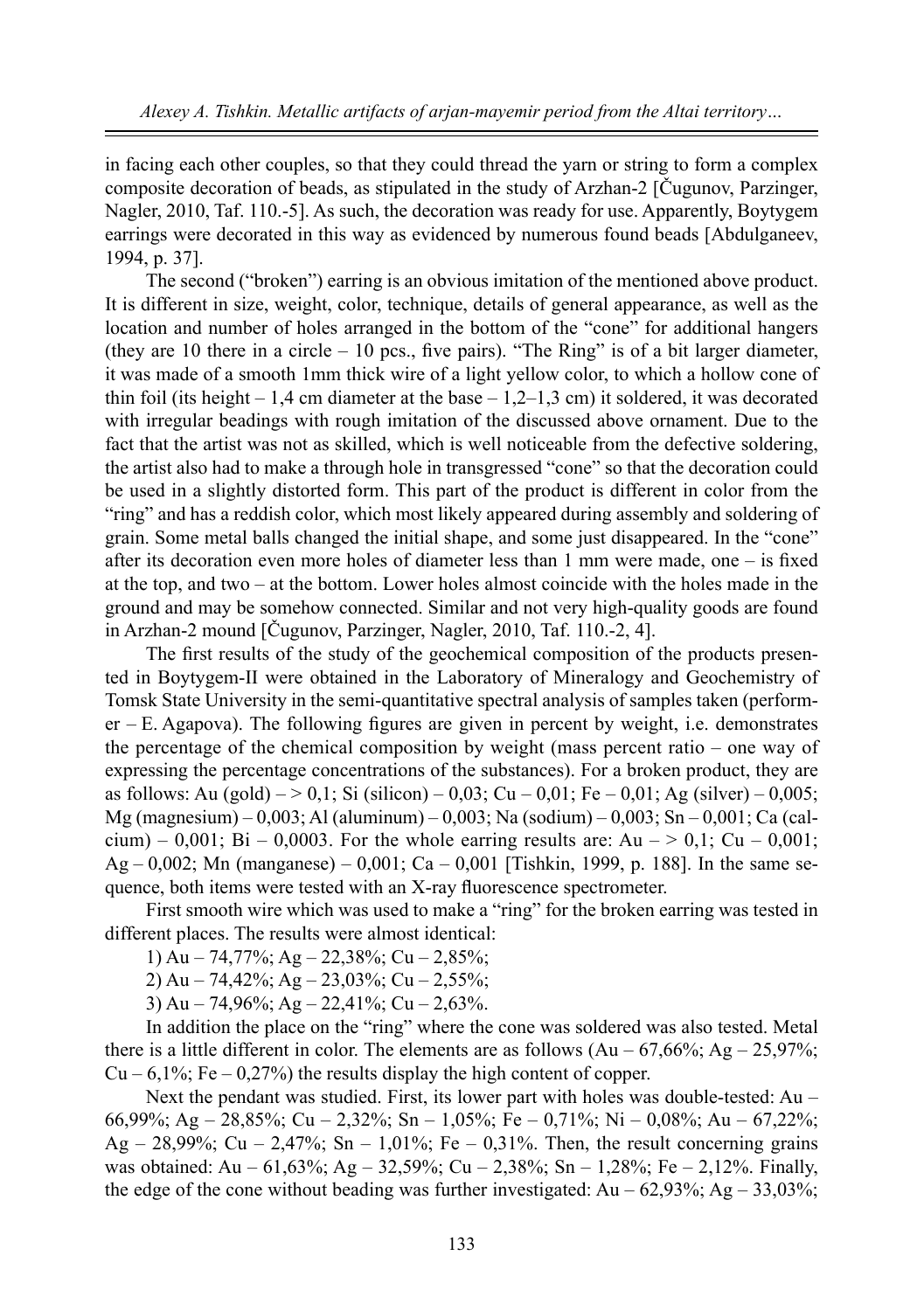in facing each other couples, so that they could thread the yarn or string to form a complex composite decoration of beads, as stipulated in the study of Arzhan-2 [Čugunov, Parzinger, Nagler, 2010, Taf. 110.-5]. As such, the decoration was ready for use. Apparently, Boytygem earrings were decorated in this way as evidenced by numerous found beads [Abdulganeev, 1994, p. 37].

The second ("broken") earring is an obvious imitation of the mentioned above product. It is different in size, weight, color, technique, details of general appearance, as well as the location and number of holes arranged in the bottom of the "cone" for additional hangers (they are 10 there in a circle – 10 pcs., five pairs). "The Ring" is of a bit larger diameter, it was made of a smooth 1mm thick wire of a light yellow color, to which a hollow cone of thin foil (its height – 1,4 cm diameter at the base – 1,2–1,3 cm) it soldered, it was decorated with irregular beadings with rough imitation of the discussed above ornament. Due to the fact that the artist was not as skilled, which is well noticeable from the defective soldering, the artist also had to make a through hole in transgressed "cone" so that the decoration could be used in a slightly distorted form. This part of the product is different in color from the "ring" and has a reddish color, which most likely appeared during assembly and soldering of grain. Some metal balls changed the initial shape, and some just disappeared. In the "cone" after its decoration even more holes of diameter less than 1 mm were made, one – is fixed at the top, and two – at the bottom. Lower holes almost coincide with the holes made in the ground and may be somehow connected. Similar and not very high-quality goods are found in Arzhan-2 mound [Čugunov, Parzinger, Nagler, 2010, Taf. 110.-2, 4].

The first results of the study of the geochemical composition of the products presented in Boytygem-II were obtained in the Laboratory of Mineralogy and Geochemistry of Tomsk State University in the semi-quantitative spectral analysis of samples taken (performer – E. Agapova). The following figures are given in percent by weight, i.e. demonstrates the percentage of the chemical composition by weight (mass percent ratio – one way of expressing the percentage concentrations of the substances). For a broken product, they are as follows: Au (gold) – > 0,1; Si (silicon) – 0,03; Cu – 0,01; Fe – 0,01; Ag (silver) – 0,005; Mg (magnesium) – 0,003; Al (aluminum) – 0,003; Na (sodium) – 0,003; Sn – 0,001; Ca (calcium) – 0,001; Bi – 0,0003. For the whole earring results are: Au – > 0,1; Cu – 0,001; Ag – 0,002; Mn (manganese) – 0,001; Ca – 0,001 [Tishkin, 1999, p. 188]. In the same sequence, both items were tested with an X-ray fluorescence spectrometer.

First smooth wire which was used to make a "ring" for the broken earring was tested in different places. The results were almost identical:

1) Au – 74,77%; Ag – 22,38%; Cu – 2,85%;

2) Au – 74,42%; Ag – 23,03%; Cu – 2,55%;

3) Au – 74,96%; Ag – 22,41%; Cu – 2,63%.

In addition the place on the "ring" where the cone was soldered was also tested. Metal there is a little different in color. The elements are as follows (Au – 67,66%; Ag – 25,97%; Cu – 6,1%; Fe – 0,27%) the results display the high content of copper.

Next the pendant was studied. First, its lower part with holes was double-tested: Au – 66,99%; Ag – 28,85%; Cu – 2,32%; Sn – 1,05%; Fe – 0,71%; Ni – 0,08%; Au – 67,22%; Ag – 28,99%; Cu – 2,47%; Sn – 1,01%; Fe – 0,31%. Then, the result concerning grains was obtained: Au – 61,63%; Ag – 32,59%; Cu – 2,38%; Sn – 1,28%; Fe – 2,12%. Finally, the edge of the cone without beading was further investigated: Au – 62,93%; Ag – 33,03%;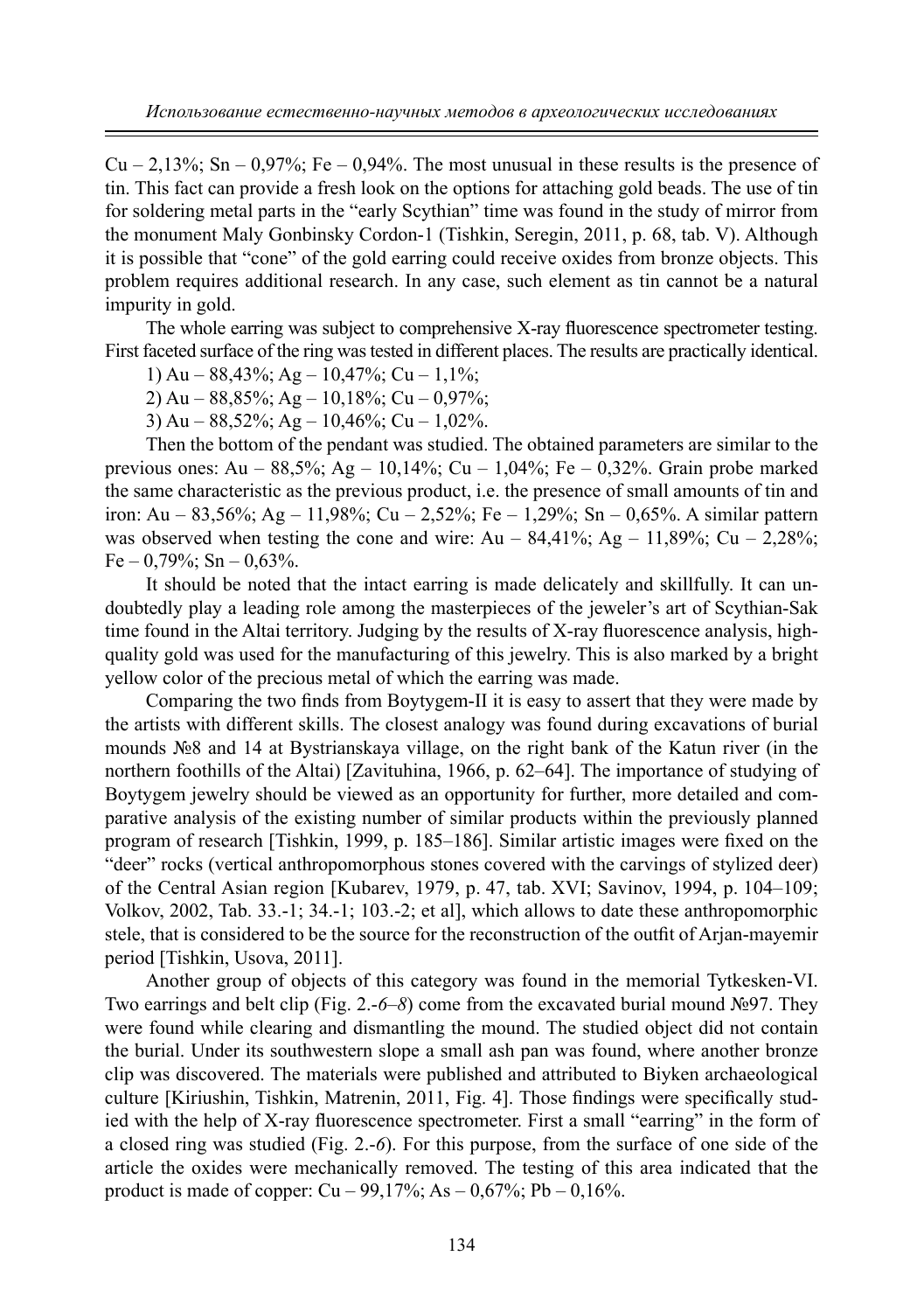Cu – 2,13%; Sn – 0,97%; Fe – 0,94%. The most unusual in these results is the presence of tin. This fact can provide a fresh look on the options for attaching gold beads. The use of tin for soldering metal parts in the "early Scythian" time was found in the study of mirror from the monument Maly Gonbinsky Cordon-1 (Tishkin, Seregin, 2011, p. 68, tab. V). Although it is possible that "cone" of the gold earring could receive oxides from bronze objects. This problem requires additional research. In any case, such element as tin cannot be a natural impurity in gold.

The whole earring was subject to comprehensive X-ray fluorescence spectrometer testing. First faceted surface of the ring was tested in different places. The results are practically identical.

1) Au – 88,43%; Ag – 10,47%; Cu – 1,1%;

2) Au – 88,85%; Ag – 10,18%; Cu – 0,97%;

3) Au – 88,52%; Ag – 10,46%; Cu – 1,02%.

Then the bottom of the pendant was studied. The obtained parameters are similar to the previous ones: Au – 88,5%; Ag – 10,14%; Cu – 1,04%; Fe – 0,32%. Grain probe marked the same characteristic as the previous product, i.e. the presence of small amounts of tin and iron: Au – 83,56%; Ag – 11,98%; Cu – 2,52%; Fe – 1,29%; Sn – 0,65%. A similar pattern was observed when testing the cone and wire: Au – 84,41%; Ag – 11,89%; Cu – 2,28%; Fe – 0,79%; Sn – 0,63%.

It should be noted that the intact earring is made delicately and skillfully. It can undoubtedly play a leading role among the masterpieces of the jeweler's art of Scythian-Sak time found in the Altai territory. Judging by the results of X-ray fluorescence analysis, high-quality gold was used for the manufacturing of this jewelry. This is also marked by a bright yellow color of the precious metal of which the earring was made.

Comparing the two finds from Boytygem-II it is easy to assert that they were made by the artists with different skills. The closest analogy was found during excavations of burial mounds №8 and 14 at Bystrianskaya village, on the right bank of the Katun river (in the northern foothills of the Altai) [Zavituhina, 1966, p. 62–64]. The importance of studying of Boytygem jewelry should be viewed as an opportunity for further, more detailed and comparative analysis of the existing number of similar products within the previously planned program of research [Tishkin, 1999, p. 185–186]. Similar artistic images were fixed on the "deer" rocks (vertical anthropomorphous stones covered with the carvings of stylized deer) of the Central Asian region [Kubarev, 1979, p. 47, tab. XVI; Savinov, 1994, p. 104–109; Volkov, 2002, Tab. 33.-1; 34.-1; 103.-2; et al], which allows to date these anthropomorphic stele, that is considered to be the source for the reconstruction of the outfit of Arjan-mayemir period [Tishkin, Usova, 2011].

Another group of objects of this category was found in the memorial Tytkesken-VI. Two earrings and belt clip (Fig. 2.-*6–8*) come from the excavated burial mound №97. They were found while clearing and dismantling the mound. The studied object did not contain the burial. Under its southwestern slope a small ash pan was found, where another bronze clip was discovered. The materials were published and attributed to Biyken archaeological culture [Kiriushin, Tishkin, Matrenin, 2011, Fig. 4]. Those findings were specifically studied with the help of X-ray fluorescence spectrometer. First a small "earring" in the form of a closed ring was studied (Fig. 2.-*6*). For this purpose, from the surface of one side of the article the oxides were mechanically removed. The testing of this area indicated that the product is made of copper: Cu – 99,17%; As – 0,67%; Pb – 0,16%.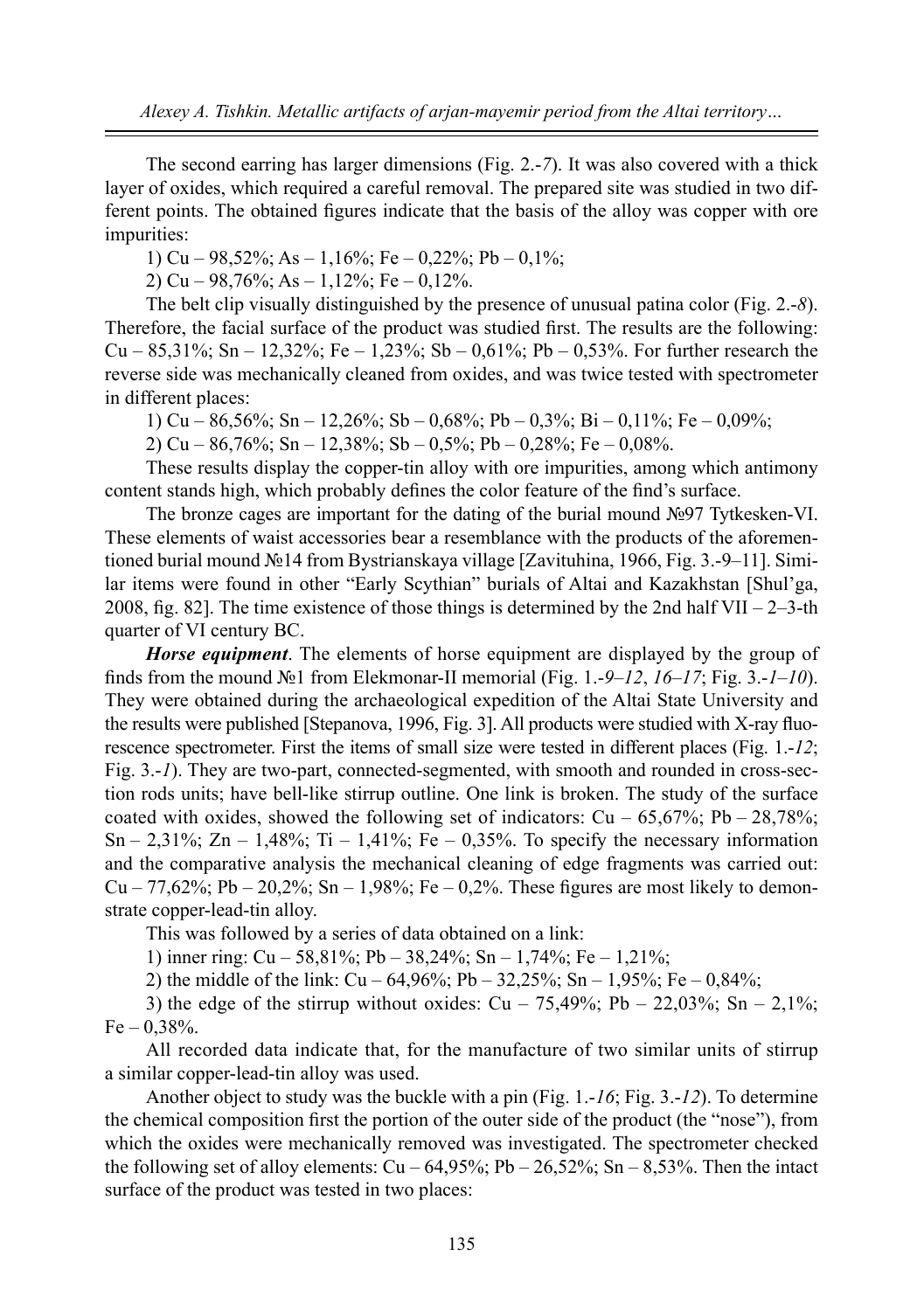The second earring has larger dimensions (Fig. 2.-*7*). It was also covered with a thick layer of oxides, which required a careful removal. The prepared site was studied in two different points. The obtained figures indicate that the basis of the alloy was copper with ore impurities:

1) Cu – 98,52%; As – 1,16%; Fe – 0,22%; Pb – 0,1%;

2) Cu – 98,76%; As – 1,12%; Fe – 0,12%.

The belt clip visually distinguished by the presence of unusual patina color (Fig. 2.-*8*). Therefore, the facial surface of the product was studied first. The results are the following: Cu – 85,31%; Sn – 12,32%; Fe – 1,23%; Sb – 0,61%; Pb – 0,53%. For further research the reverse side was mechanically cleaned from oxides, and was twice tested with spectrometer in different places:

1) Cu – 86,56%; Sn – 12,26%; Sb – 0,68%; Pb – 0,3%; Bi – 0,11%; Fe – 0,09%;

2) Cu – 86,76%; Sn – 12,38%; Sb – 0,5%; Pb – 0,28%; Fe – 0,08%.

These results display the copper-tin alloy with ore impurities, among which antimony content stands high, which probably defines the color feature of the find's surface.

The bronze cages are important for the dating of the burial mound №97 Tytkesken-VI. These elements of waist accessories bear a resemblance with the products of the aforementioned burial mound №14 from Bystrianskaya village [Zavituhina, 1966, Fig. 3.-9–11]. Similar items were found in other "Early Scythian" burials of Altai and Kazakhstan [Shul'ga, 2008, fig. 82]. The time existence of those things is determined by the 2nd half VII – 2–3-th quarter of VI century BC.

***Horse equipment***. The elements of horse equipment are displayed by the group of finds from the mound №1 from Elekmonar-II memorial (Fig. 1.-*9–12*, *16–17*; Fig. 3.-*1–10*). They were obtained during the archaeological expedition of the Altai State University and the results were published [Stepanova, 1996, Fig. 3]. All products were studied with X-ray fluorescence spectrometer. First the items of small size were tested in different places (Fig. 1.-*12*; Fig. 3.-*1*). They are two-part, connected-segmented, with smooth and rounded in cross-section rods units; have bell-like stirrup outline. One link is broken. The study of the surface coated with oxides, showed the following set of indicators: Cu – 65,67%; Pb – 28,78%; Sn – 2,31%; Zn – 1,48%; Ti – 1,41%; Fe – 0,35%. To specify the necessary information and the comparative analysis the mechanical cleaning of edge fragments was carried out: Cu – 77,62%; Pb – 20,2%; Sn – 1,98%; Fe – 0,2%. These figures are most likely to demonstrate copper-lead-tin alloy.

This was followed by a series of data obtained on a link:

1) inner ring: Cu – 58,81%; Pb – 38,24%; Sn – 1,74%; Fe – 1,21%;

2) the middle of the link: Cu – 64,96%; Pb – 32,25%; Sn – 1,95%; Fe – 0,84%;

3) the edge of the stirrup without oxides: Cu – 75,49%; Pb – 22,03%; Sn – 2,1%; Fe – 0,38%.

All recorded data indicate that, for the manufacture of two similar units of stirrup a similar copper-lead-tin alloy was used.

Another object to study was the buckle with a pin (Fig. 1.-*16*; Fig. 3.-*12*). To determine the chemical composition first the portion of the outer side of the product (the "nose"), from which the oxides were mechanically removed was investigated. The spectrometer checked the following set of alloy elements: Cu – 64,95%; Pb – 26,52%; Sn – 8,53%. Then the intact surface of the product was tested in two places: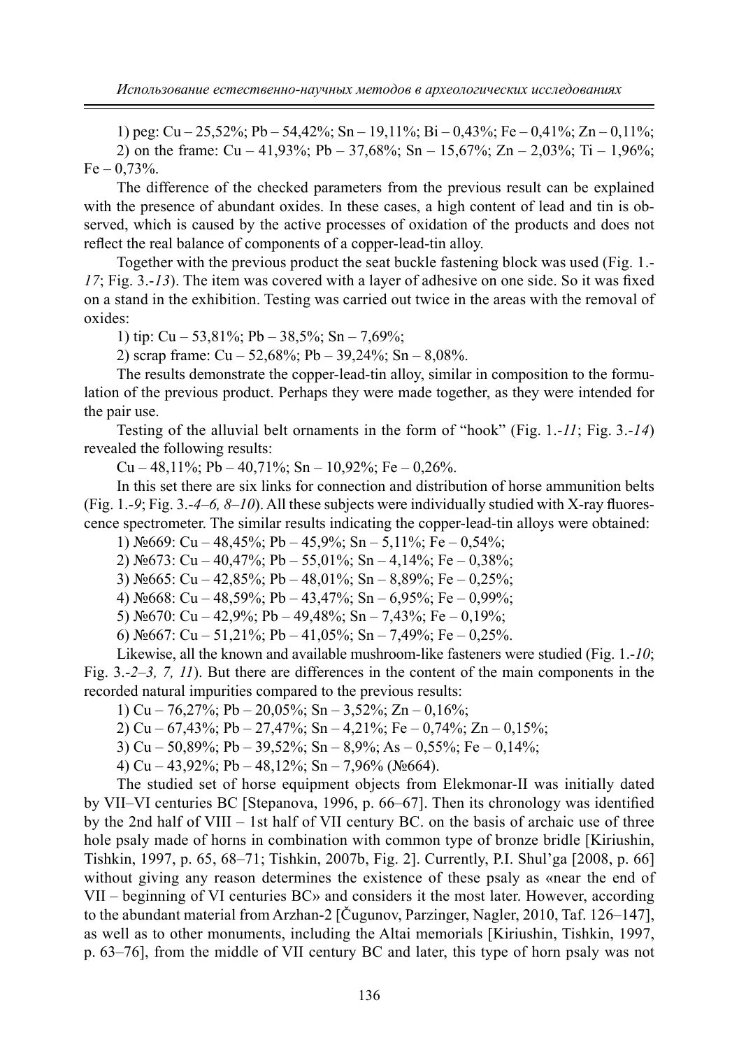1) peg: Cu – 25,52%; Pb – 54,42%; Sn – 19,11%; Bi – 0,43%; Fe – 0,41%; Zn – 0,11%;

2) on the frame: Cu – 41,93%; Pb – 37,68%; Sn – 15,67%; Zn – 2,03%; Ti – 1,96%; Fe – 0,73%.

The difference of the checked parameters from the previous result can be explained with the presence of abundant oxides. In these cases, a high content of lead and tin is observed, which is caused by the active processes of oxidation of the products and does not reflect the real balance of components of a copper-lead-tin alloy.

Together with the previous product the seat buckle fastening block was used (Fig. 1.-*17*; Fig. 3.-*13*). The item was covered with a layer of adhesive on one side. So it was fixed on a stand in the exhibition. Testing was carried out twice in the areas with the removal of oxides:

1) tip: Cu – 53,81%; Pb – 38,5%; Sn – 7,69%;

2) scrap frame: Cu – 52,68%; Pb – 39,24%; Sn – 8,08%.

The results demonstrate the copper-lead-tin alloy, similar in composition to the formulation of the previous product. Perhaps they were made together, as they were intended for the pair use.

Testing of the alluvial belt ornaments in the form of "hook" (Fig. 1.-*11*; Fig. 3.-*14*) revealed the following results:

Cu – 48,11%; Pb – 40,71%; Sn – 10,92%; Fe – 0,26%.

In this set there are six links for connection and distribution of horse ammunition belts (Fig. 1.-*9*; Fig. 3.-*4–6, 8–10*). All these subjects were individually studied with X-ray fluorescence spectrometer. The similar results indicating the copper-lead-tin alloys were obtained:

1) №669: Cu – 48,45%; Pb – 45,9%; Sn – 5,11%; Fe – 0,54%;

2) №673: Cu – 40,47%; Pb – 55,01%; Sn – 4,14%; Fe – 0,38%;

3) №665: Cu – 42,85%; Pb – 48,01%; Sn – 8,89%; Fe – 0,25%;

4) №668: Cu – 48,59%; Pb – 43,47%; Sn – 6,95%; Fe – 0,99%;

5) №670: Cu – 42,9%; Pb – 49,48%; Sn – 7,43%; Fe – 0,19%;

6) №667: Cu – 51,21%; Pb – 41,05%; Sn – 7,49%; Fe – 0,25%.

Likewise, all the known and available mushroom-like fasteners were studied (Fig. 1.-*10*; Fig. 3.-*2–3, 7, 11*). But there are differences in the content of the main components in the recorded natural impurities compared to the previous results:

1) Cu – 76,27%; Pb – 20,05%; Sn – 3,52%; Zn – 0,16%;

2) Cu – 67,43%; Pb – 27,47%; Sn – 4,21%; Fe – 0,74%; Zn – 0,15%;

3) Cu – 50,89%; Pb – 39,52%; Sn – 8,9%; As – 0,55%; Fe – 0,14%;

4) Cu – 43,92%; Pb – 48,12%; Sn – 7,96% (№664).

The studied set of horse equipment objects from Elekmonar-II was initially dated by VII–VI centuries BC [Stepanova, 1996, p. 66–67]. Then its chronology was identified by the 2nd half of VIII – 1st half of VII century BC. on the basis of archaic use of three hole psaly made of horns in combination with common type of bronze bridle [Kiriushin, Tishkin, 1997, p. 65, 68–71; Tishkin, 2007b, Fig. 2]. Currently, P.I. Shul'ga [2008, p. 66] without giving any reason determines the existence of these psaly as «near the end of VII – beginning of VI centuries BC» and considers it the most later. However, according to the abundant material from Arzhan-2 [Čugunov, Parzinger, Nagler, 2010, Taf. 126–147], as well as to other monuments, including the Altai memorials [Kiriushin, Tishkin, 1997, p. 63–76], from the middle of VII century BC and later, this type of horn psaly was not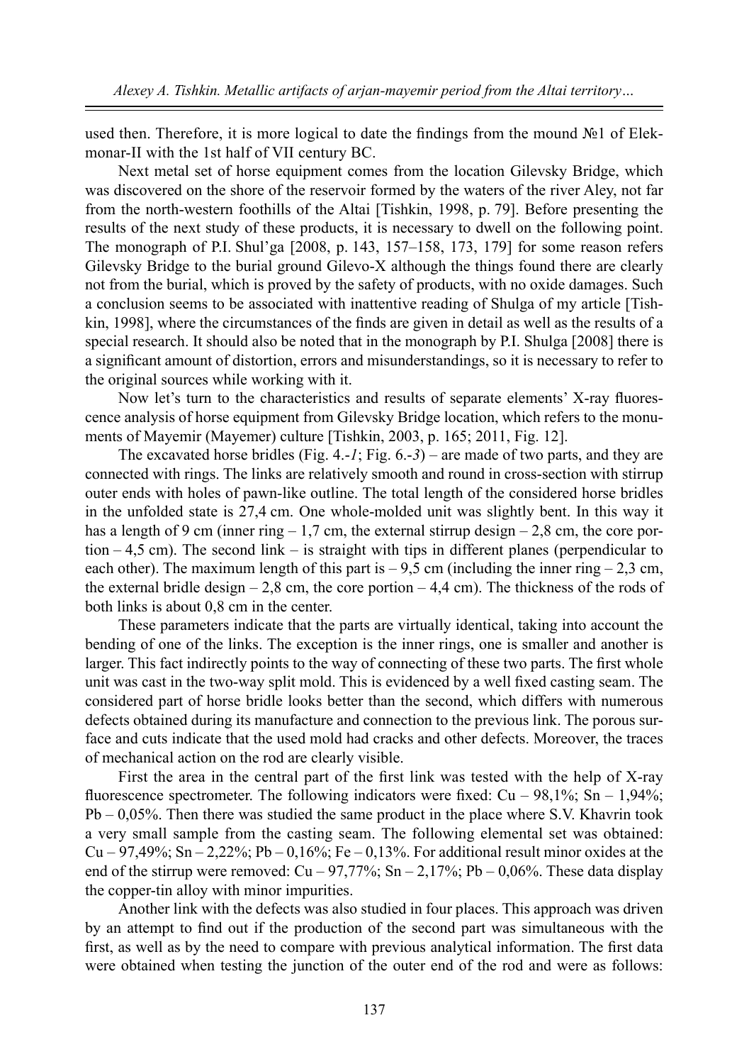used then. Therefore, it is more logical to date the findings from the mound №1 of Elekmonar-II with the 1st half of VII century BC.

Next metal set of horse equipment comes from the location Gilevsky Bridge, which was discovered on the shore of the reservoir formed by the waters of the river Aley, not far from the north-western foothills of the Altai [Tishkin, 1998, p. 79]. Before presenting the results of the next study of these products, it is necessary to dwell on the following point. The monograph of P.I. Shul'ga [2008, p. 143, 157–158, 173, 179] for some reason refers Gilevsky Bridge to the burial ground Gilevo-X although the things found there are clearly not from the burial, which is proved by the safety of products, with no oxide damages. Such a conclusion seems to be associated with inattentive reading of Shulga of my article [Tishkin, 1998], where the circumstances of the finds are given in detail as well as the results of a special research. It should also be noted that in the monograph by P.I. Shulga [2008] there is a significant amount of distortion, errors and misunderstandings, so it is necessary to refer to the original sources while working with it.

Now let's turn to the characteristics and results of separate elements' X-ray fluorescence analysis of horse equipment from Gilevsky Bridge location, which refers to the monuments of Mayemir (Mayemer) culture [Tishkin, 2003, p. 165; 2011, Fig. 12].

The excavated horse bridles (Fig. 4.-*1*; Fig. 6.-*3*) – are made of two parts, and they are connected with rings. The links are relatively smooth and round in cross-section with stirrup outer ends with holes of pawn-like outline. The total length of the considered horse bridles in the unfolded state is 27,4 cm. One whole-molded unit was slightly bent. In this way it has a length of 9 cm (inner ring – 1,7 cm, the external stirrup design – 2,8 cm, the core portion – 4,5 cm). The second link – is straight with tips in different planes (perpendicular to each other). The maximum length of this part is – 9,5 cm (including the inner ring – 2,3 cm, the external bridle design – 2,8 cm, the core portion – 4,4 cm). The thickness of the rods of both links is about 0,8 cm in the center.

These parameters indicate that the parts are virtually identical, taking into account the bending of one of the links. The exception is the inner rings, one is smaller and another is larger. This fact indirectly points to the way of connecting of these two parts. The first whole unit was cast in the two-way split mold. This is evidenced by a well fixed casting seam. The considered part of horse bridle looks better than the second, which differs with numerous defects obtained during its manufacture and connection to the previous link. The porous surface and cuts indicate that the used mold had cracks and other defects. Moreover, the traces of mechanical action on the rod are clearly visible.

First the area in the central part of the first link was tested with the help of X-ray fluorescence spectrometer. The following indicators were fixed: Cu – 98,1%; Sn – 1,94%; Pb – 0,05%. Then there was studied the same product in the place where S.V. Khavrin took a very small sample from the casting seam. The following elemental set was obtained: Cu – 97,49%; Sn – 2,22%; Pb – 0,16%; Fe – 0,13%. For additional result minor oxides at the end of the stirrup were removed: Cu – 97,77%; Sn – 2,17%; Pb – 0,06%. These data display the copper-tin alloy with minor impurities.

Another link with the defects was also studied in four places. This approach was driven by an attempt to find out if the production of the second part was simultaneous with the first, as well as by the need to compare with previous analytical information. The first data were obtained when testing the junction of the outer end of the rod and were as follows: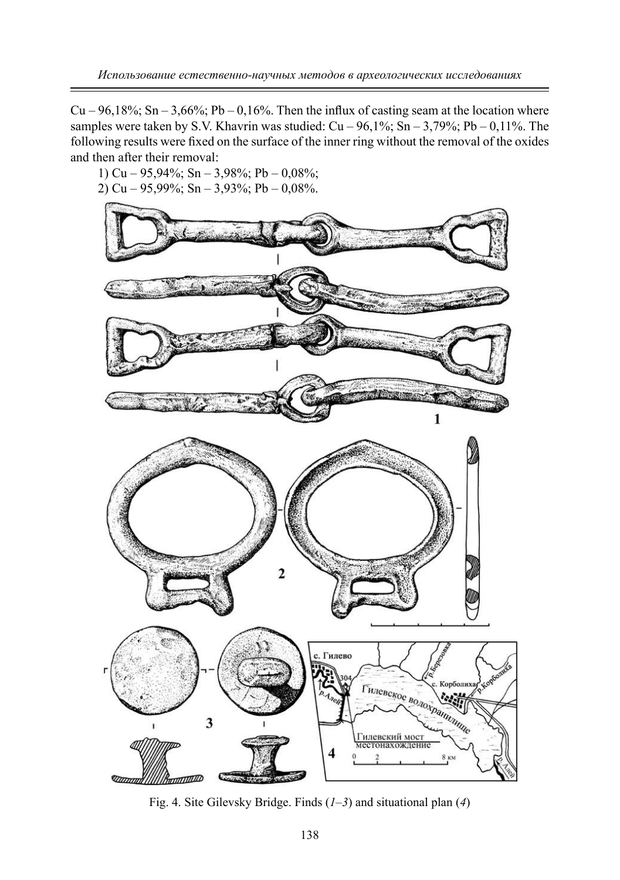Cu – 96,18%; Sn – 3,66%; Pb – 0,16%. Then the influx of casting seam at the location where samples were taken by S.V. Khavrin was studied: Cu – 96,1%; Sn – 3,79%; Pb – 0,11%. The following results were fixed on the surface of the inner ring without the removal of the oxides and then after their removal:

1) Cu – 95,94%; Sn – 3,98%; Pb – 0,08%;
2) Cu – 95,99%; Sn – 3,93%; Pb – 0,08%.

Fig. 4. Site Gilevsky Bridge. Finds (*1–3*) and situational plan (*4*)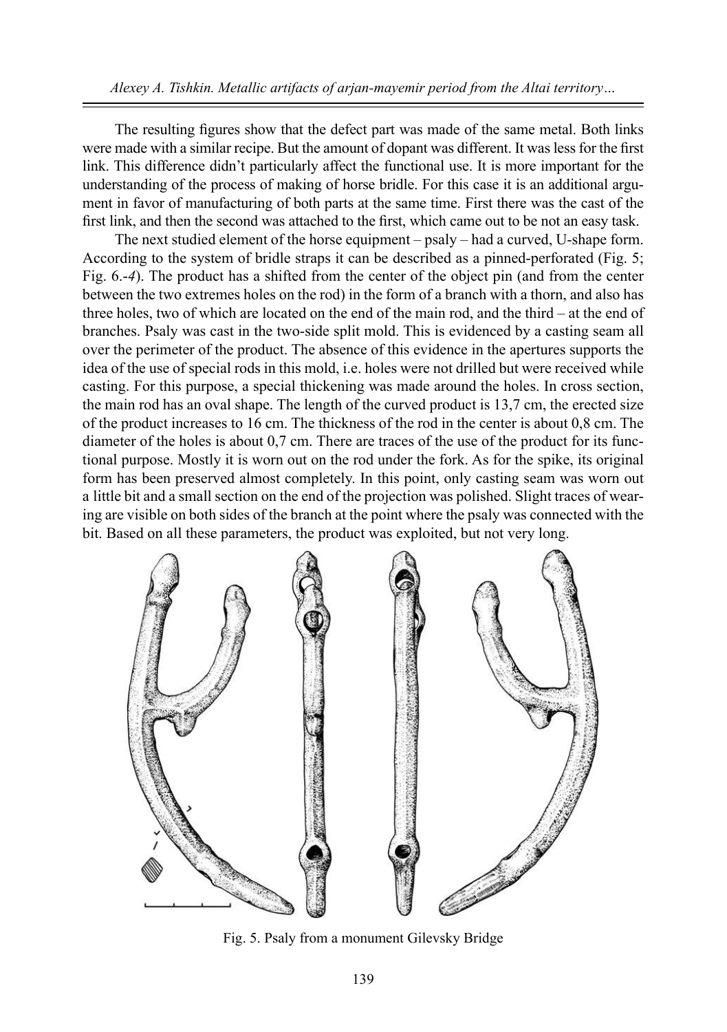The resulting figures show that the defect part was made of the same metal. Both links were made with a similar recipe. But the amount of dopant was different. It was less for the first link. This difference didn't particularly affect the functional use. It is more important for the understanding of the process of making of horse bridle. For this case it is an additional argument in favor of manufacturing of both parts at the same time. First there was the cast of the first link, and then the second was attached to the first, which came out to be not an easy task.

The next studied element of the horse equipment – psaly – had a curved, U-shape form. According to the system of bridle straps it can be described as a pinned-perforated (Fig. 5; Fig. 6.-*4*). The product has a shifted from the center of the object pin (and from the center between the two extremes holes on the rod) in the form of a branch with a thorn, and also has three holes, two of which are located on the end of the main rod, and the third – at the end of branches. Psaly was cast in the two-side split mold. This is evidenced by a casting seam all over the perimeter of the product. The absence of this evidence in the apertures supports the idea of the use of special rods in this mold, i.e. holes were not drilled but were received while casting. For this purpose, a special thickening was made around the holes. In cross section, the main rod has an oval shape. The length of the curved product is 13,7 cm, the erected size of the product increases to 16 cm. The thickness of the rod in the center is about 0,8 cm. The diameter of the holes is about 0,7 cm. There are traces of the use of the product for its functional purpose. Mostly it is worn out on the rod under the fork. As for the spike, its original form has been preserved almost completely. In this point, only casting seam was worn out a little bit and a small section on the end of the projection was polished. Slight traces of wearing are visible on both sides of the branch at the point where the psaly was connected with the bit. Based on all these parameters, the product was exploited, but not very long.

Fig. 5. Psaly from a monument Gilevsky Bridge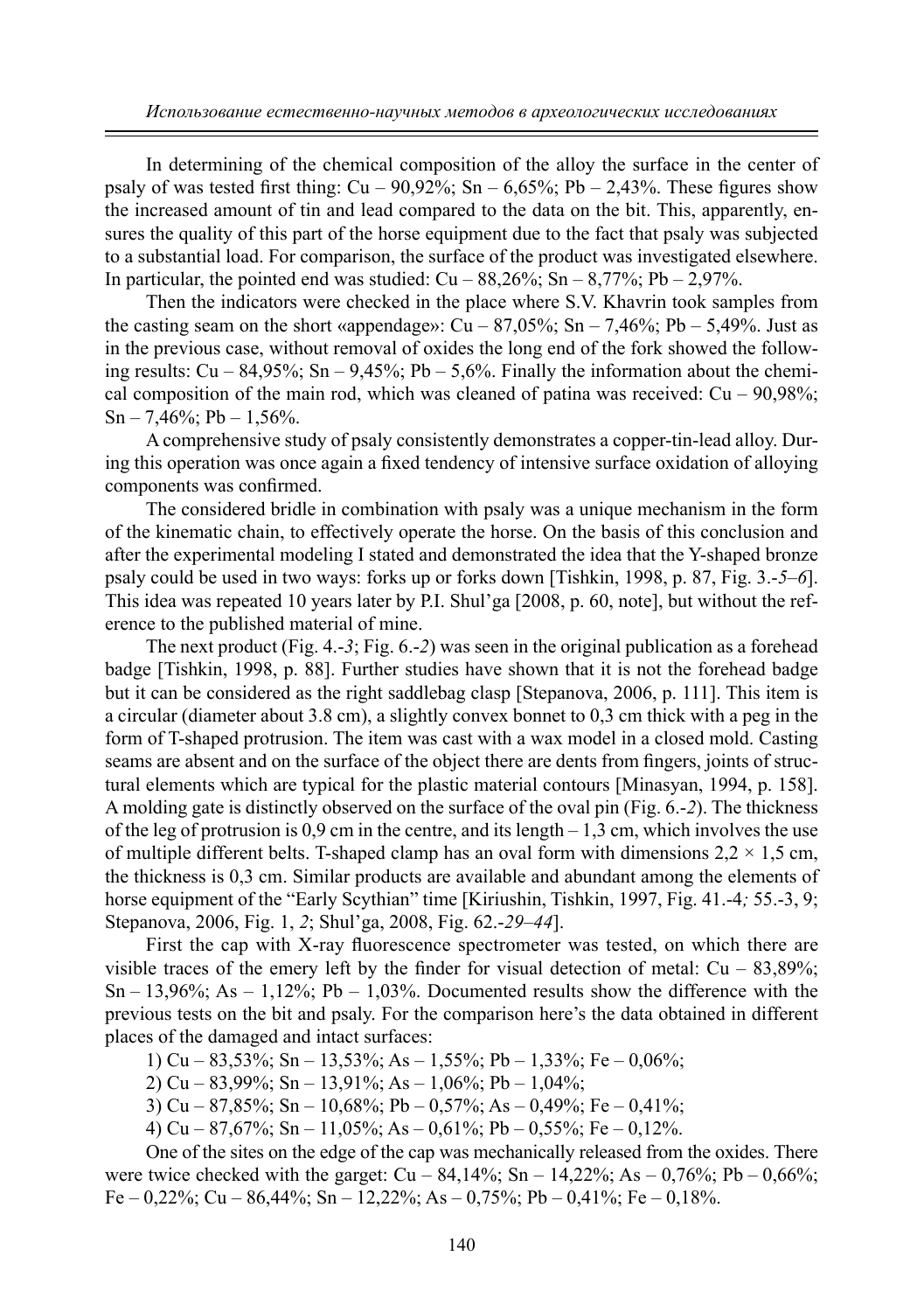In determining of the chemical composition of the alloy the surface in the center of psaly of was tested first thing: Cu – 90,92%; Sn – 6,65%; Pb – 2,43%. These figures show the increased amount of tin and lead compared to the data on the bit. This, apparently, ensures the quality of this part of the horse equipment due to the fact that psaly was subjected to a substantial load. For comparison, the surface of the product was investigated elsewhere. In particular, the pointed end was studied: Cu – 88,26%; Sn – 8,77%; Pb – 2,97%.

Then the indicators were checked in the place where S.V. Khavrin took samples from the casting seam on the short «appendage»: Cu – 87,05%; Sn – 7,46%; Pb – 5,49%. Just as in the previous case, without removal of oxides the long end of the fork showed the following results: Cu – 84,95%; Sn – 9,45%; Pb – 5,6%. Finally the information about the chemical composition of the main rod, which was cleaned of patina was received: Cu – 90,98%; Sn – 7,46%; Pb – 1,56%.

A comprehensive study of psaly consistently demonstrates a copper-tin-lead alloy. During this operation was once again a fixed tendency of intensive surface oxidation of alloying components was confirmed.

The considered bridle in combination with psaly was a unique mechanism in the form of the kinematic chain, to effectively operate the horse. On the basis of this conclusion and after the experimental modeling I stated and demonstrated the idea that the Y-shaped bronze psaly could be used in two ways: forks up or forks down [Tishkin, 1998, p. 87, Fig. 3.-*5–6*]. This idea was repeated 10 years later by P.I. Shul'ga [2008, p. 60, note], but without the reference to the published material of mine.

The next product (Fig. 4.-*3*; Fig. 6.-*2*) was seen in the original publication as a forehead badge [Tishkin, 1998, p. 88]. Further studies have shown that it is not the forehead badge but it can be considered as the right saddlebag clasp [Stepanova, 2006, p. 111]. This item is a circular (diameter about 3.8 cm), a slightly convex bonnet to 0,3 cm thick with a peg in the form of T-shaped protrusion. The item was cast with a wax model in a closed mold. Casting seams are absent and on the surface of the object there are dents from fingers, joints of structural elements which are typical for the plastic material contours [Minasyan, 1994, p. 158]. A molding gate is distinctly observed on the surface of the oval pin (Fig. 6.-*2*). The thickness of the leg of protrusion is 0,9 cm in the centre, and its length – 1,3 cm, which involves the use of multiple different belts. T-shaped clamp has an oval form with dimensions 2,2 × 1,5 cm, the thickness is 0,3 cm. Similar products are available and abundant among the elements of horse equipment of the "Early Scythian" time [Kiriushin, Tishkin, 1997, Fig. 41.-4*;* 55.-3, 9; Stepanova, 2006, Fig. 1, *2*; Shul'ga, 2008, Fig. 62.-*29–44*].

First the cap with X-ray fluorescence spectrometer was tested, on which there are visible traces of the emery left by the finder for visual detection of metal: Cu – 83,89%; Sn – 13,96%; As – 1,12%; Pb – 1,03%. Documented results show the difference with the previous tests on the bit and psaly. For the comparison here's the data obtained in different places of the damaged and intact surfaces:

1) Cu – 83,53%; Sn – 13,53%; As – 1,55%; Pb – 1,33%; Fe – 0,06%;

2) Cu – 83,99%; Sn – 13,91%; As – 1,06%; Pb – 1,04%;

3) Cu – 87,85%; Sn – 10,68%; Pb – 0,57%; As – 0,49%; Fe – 0,41%;

4) Cu – 87,67%; Sn – 11,05%; As – 0,61%; Pb – 0,55%; Fe – 0,12%.

One of the sites on the edge of the cap was mechanically released from the oxides. There were twice checked with the garget: Cu – 84,14%; Sn – 14,22%; As – 0,76%; Pb – 0,66%; Fe – 0,22%; Cu – 86,44%; Sn – 12,22%; As – 0,75%; Pb – 0,41%; Fe – 0,18%.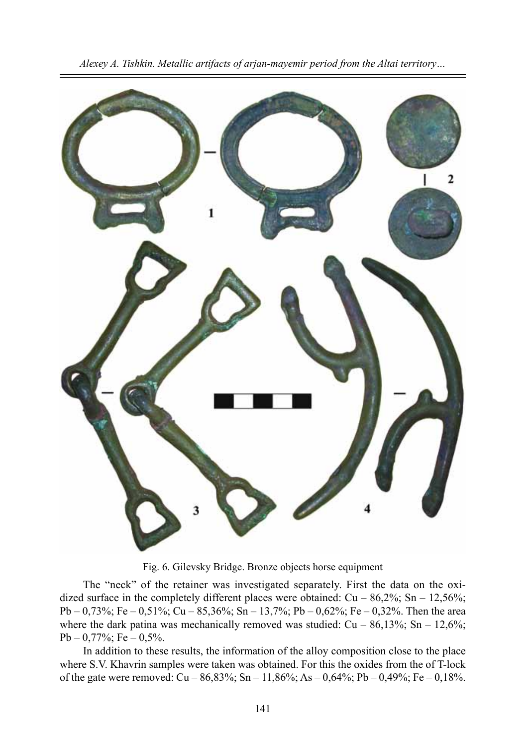Fig. 6. Gilevsky Bridge. Bronze objects horse equipment

The "neck" of the retainer was investigated separately. First the data on the oxidized surface in the completely different places were obtained: Cu – 86,2%; Sn – 12,56%; Pb – 0,73%; Fe – 0,51%; Cu – 85,36%; Sn – 13,7%; Pb – 0,62%; Fe – 0,32%. Then the area where the dark patina was mechanically removed was studied: Cu – 86,13%; Sn – 12,6%; Pb – 0,77%; Fe – 0,5%.

In addition to these results, the information of the alloy composition close to the place where S.V. Khavrin samples were taken was obtained. For this the oxides from the of T-lock of the gate were removed: Cu – 86,83%; Sn – 11,86%; As – 0,64%; Pb – 0,49%; Fe – 0,18%.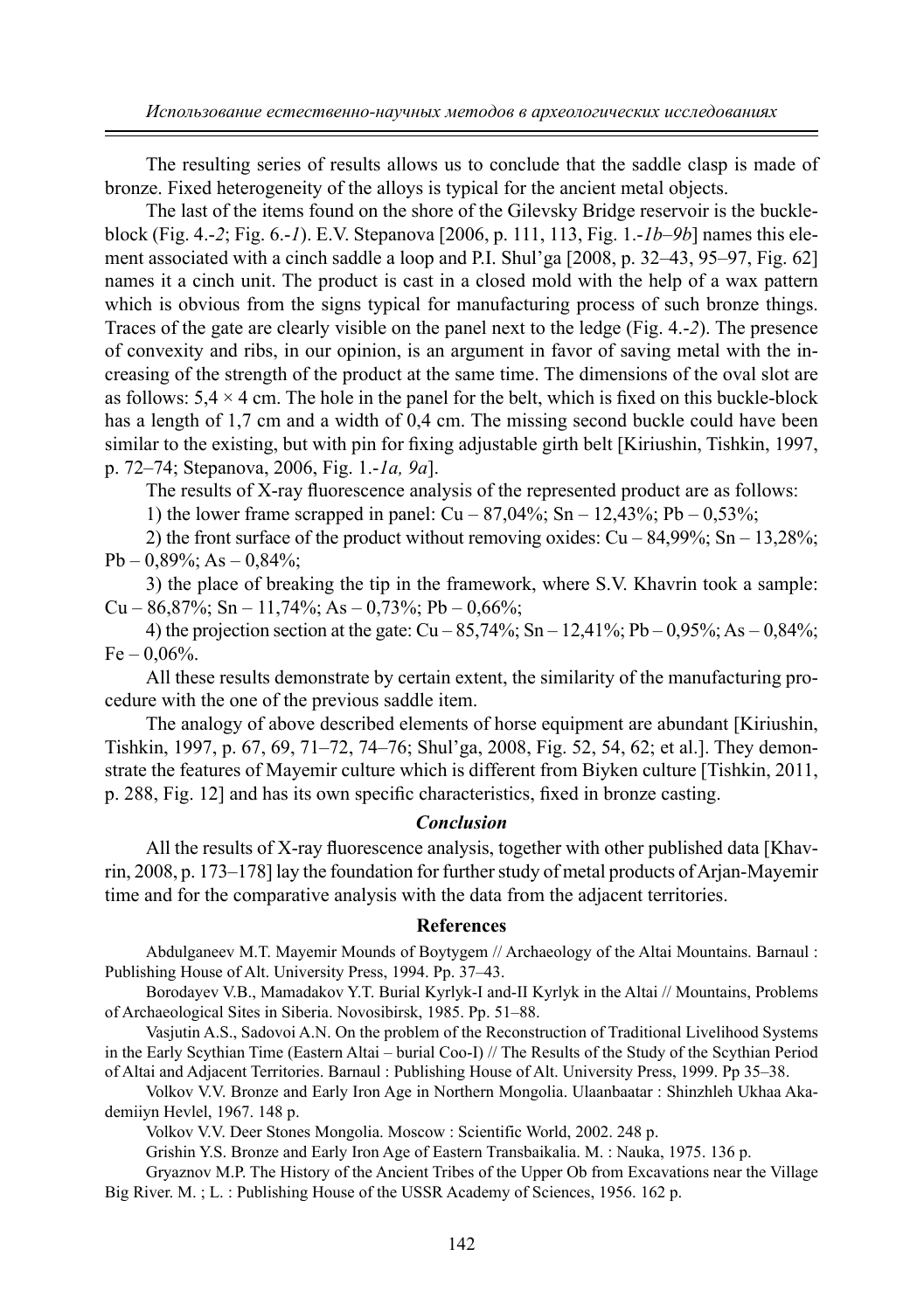The resulting series of results allows us to conclude that the saddle clasp is made of bronze. Fixed heterogeneity of the alloys is typical for the ancient metal objects.

The last of the items found on the shore of the Gilevsky Bridge reservoir is the buckle-block (Fig. 4.-*2*; Fig. 6.-*1*). E.V. Stepanova [2006, p. 111, 113, Fig. 1.-*1b*–*9b*] names this element associated with a cinch saddle a loop and P.I. Shul'ga [2008, p. 32–43, 95–97, Fig. 62] names it a cinch unit. The product is cast in a closed mold with the help of a wax pattern which is obvious from the signs typical for manufacturing process of such bronze things. Traces of the gate are clearly visible on the panel next to the ledge (Fig. 4.-*2*). The presence of convexity and ribs, in our opinion, is an argument in favor of saving metal with the increasing of the strength of the product at the same time. The dimensions of the oval slot are as follows: 5,4 × 4 cm. The hole in the panel for the belt, which is fixed on this buckle-block has a length of 1,7 cm and a width of 0,4 cm. The missing second buckle could have been similar to the existing, but with pin for fixing adjustable girth belt [Kiriushin, Tishkin, 1997, p. 72–74; Stepanova, 2006, Fig. 1.-*1a, 9a*].

The results of X-ray fluorescence analysis of the represented product are as follows:

1) the lower frame scrapped in panel: Cu – 87,04%; Sn – 12,43%; Pb – 0,53%;

2) the front surface of the product without removing oxides: Cu – 84,99%; Sn – 13,28%; Pb – 0,89%; As – 0,84%;

3) the place of breaking the tip in the framework, where S.V. Khavrin took a sample: Cu – 86,87%; Sn – 11,74%; As – 0,73%; Pb – 0,66%;

4) the projection section at the gate: Cu – 85,74%; Sn – 12,41%; Pb – 0,95%; As – 0,84%; Fe – 0,06%.

All these results demonstrate by certain extent, the similarity of the manufacturing procedure with the one of the previous saddle item.

The analogy of above described elements of horse equipment are abundant [Kiriushin, Tishkin, 1997, p. 67, 69, 71–72, 74–76; Shul'ga, 2008, Fig. 52, 54, 62; et al.]. They demonstrate the features of Mayemir culture which is different from Biyken culture [Tishkin, 2011, p. 288, Fig. 12] and has its own specific characteristics, fixed in bronze casting.

### *Conclusion*

All the results of X-ray fluorescence analysis, together with other published data [Khavrin, 2008, p. 173–178] lay the foundation for further study of metal products of Arjan-Mayemir time and for the comparative analysis with the data from the adjacent territories.

### References

Abdulganeev M.T. Mayemir Mounds of Boytygem // Archaeology of the Altai Mountains. Barnaul : Publishing House of Alt. University Press, 1994. Pp. 37–43.

Borodayev V.B., Mamadakov Y.T. Burial Kyrlyk-I and-II Kyrlyk in the Altai // Mountains, Problems of Archaeological Sites in Siberia. Novosibirsk, 1985. Pp. 51–88.

Vasjutin A.S., Sadovoi A.N. On the problem of the Reconstruction of Traditional Livelihood Systems in the Early Scythian Time (Eastern Altai – burial Coo-I) // The Results of the Study of the Scythian Period of Altai and Adjacent Territories. Barnaul : Publishing House of Alt. University Press, 1999. Pp 35–38.

Volkov V.V. Bronze and Early Iron Age in Northern Mongolia. Ulaanbaatar : Shinzhleh Ukhaa Akademiiyn Hevlel, 1967. 148 p.

Volkov V.V. Deer Stones Mongolia. Moscow : Scientific World, 2002. 248 p.

Grishin Y.S. Bronze and Early Iron Age of Eastern Transbaikalia. M. : Nauka, 1975. 136 p.

Gryaznov M.P. The History of the Ancient Tribes of the Upper Ob from Excavations near the Village Big River. M. ; L. : Publishing House of the USSR Academy of Sciences, 1956. 162 p.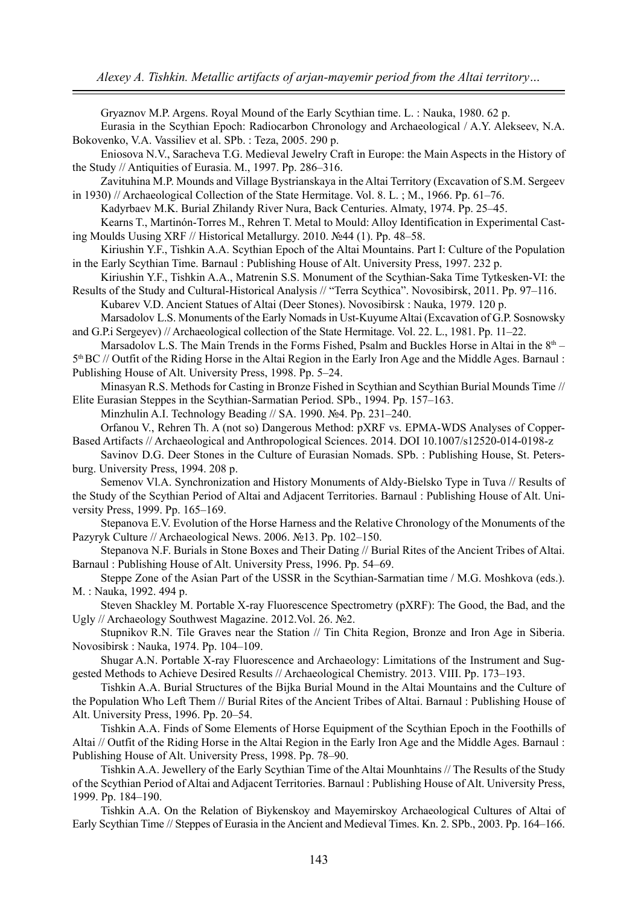Gryaznov M.P. Argens. Royal Mound of the Early Scythian time. L. : Nauka, 1980. 62 p.

Eurasia in the Scythian Epoch: Radiocarbon Chronology and Archaeological / A.Y. Alekseev, N.A. Bokovenko, V.A. Vassiliev et al. SPb. : Teza, 2005. 290 p.

Eniosova N.V., Saracheva T.G. Medieval Jewelry Craft in Europe: the Main Aspects in the History of the Study // Antiquities of Eurasia. M., 1997. Pp. 286–316.

Zavituhina M.P. Mounds and Village Bystrianskaya in the Altai Territory (Excavation of S.M. Sergeev in 1930) // Archaeological Collection of the State Hermitage. Vol. 8. L. ; M., 1966. Pp. 61–76.

Kadyrbaev M.K. Burial Zhilandy River Nura, Back Centuries. Almaty, 1974. Pp. 25–45.

Kearns T., Martinón-Torres M., Rehren T. Metal to Mould: Alloy Identification in Experimental Casting Moulds Uusing XRF // Historical Metallurgy. 2010. №44 (1). Pp. 48–58.

Kiriushin Y.F., Tishkin A.A. Scythian Epoch of the Altai Mountains. Part I: Culture of the Population in the Early Scythian Time. Barnaul : Publishing House of Alt. University Press, 1997. 232 p.

Kiriushin Y.F., Tishkin A.A., Matrenin S.S. Monument of the Scythian-Saka Time Tytkesken-VI: the Results of the Study and Cultural-Historical Analysis // "Terra Scythica". Novosibirsk, 2011. Pp. 97–116.

Kubarev V.D. Ancient Statues of Altai (Deer Stones). Novosibirsk : Nauka, 1979. 120 p.

Marsadolov L.S. Monuments of the Early Nomads in Ust-Kuyume Altai (Excavation of G.P. Sosnowsky and G.P.i Sergeyev) // Archaeological collection of the State Hermitage. Vol. 22. L., 1981. Pp. 11–22.

Marsadolov L.S. The Main Trends in the Forms Fished, Psalm and Buckles Horse in Altai in the 8th – 5th BC // Outfit of the Riding Horse in the Altai Region in the Early Iron Age and the Middle Ages. Barnaul : Publishing House of Alt. University Press, 1998. Pp. 5–24.

Minasyan R.S. Methods for Casting in Bronze Fished in Scythian and Scythian Burial Mounds Time // Elite Eurasian Steppes in the Scythian-Sarmatian Period. SPb., 1994. Pp. 157–163.

Minzhulin A.I. Technology Beading // SA. 1990. №4. Pp. 231–240.

Orfanou V., Rehren Th. A (not so) Dangerous Method: pXRF vs. EPMA-WDS Analyses of Copper-Based Artifacts // Archaeological and Anthropological Sciences. 2014. DOI 10.1007/s12520-014-0198-z

Savinov D.G. Deer Stones in the Culture of Eurasian Nomads. SPb. : Publishing House, St. Petersburg. University Press, 1994. 208 p.

Semenov Vl.A. Synchronization and History Monuments of Aldy-Bielsko Type in Tuva // Results of the Study of the Scythian Period of Altai and Adjacent Territories. Barnaul : Publishing House of Alt. University Press, 1999. Pp. 165–169.

Stepanova E.V. Evolution of the Horse Harness and the Relative Chronology of the Monuments of the Pazyryk Culture // Archaeological News. 2006. №13. Pp. 102–150.

Stepanova N.F. Burials in Stone Boxes and Their Dating // Burial Rites of the Ancient Tribes of Altai. Barnaul : Publishing House of Alt. University Press, 1996. Pp. 54–69.

Steppe Zone of the Asian Part of the USSR in the Scythian-Sarmatian time / M.G. Moshkova (eds.). M. : Nauka, 1992. 494 p.

Steven Shackley M. Portable X-ray Fluorescence Spectrometry (pXRF): The Good, the Bad, and the Ugly // Archaeology Southwest Magazine. 2012.Vol. 26. №2.

Stupnikov R.N. Tile Graves near the Station // Tin Chita Region, Bronze and Iron Age in Siberia. Novosibirsk : Nauka, 1974. Pp. 104–109.

Shugar A.N. Portable X-ray Fluorescence and Archaeology: Limitations of the Instrument and Suggested Methods to Achieve Desired Results // Archaeological Chemistry. 2013. VIII. Pp. 173–193.

Tishkin A.A. Burial Structures of the Bijka Burial Mound in the Altai Mountains and the Culture of the Population Who Left Them // Burial Rites of the Ancient Tribes of Altai. Barnaul : Publishing House of Alt. University Press, 1996. Pp. 20–54.

Tishkin A.A. Finds of Some Elements of Horse Equipment of the Scythian Epoch in the Foothills of Altai // Outfit of the Riding Horse in the Altai Region in the Early Iron Age and the Middle Ages. Barnaul : Publishing House of Alt. University Press, 1998. Pp. 78–90.

Tishkin A.A. Jewellery of the Early Scythian Time of the Altai Mounhtains // The Results of the Study of the Scythian Period of Altai and Adjacent Territories. Barnaul : Publishing House of Alt. University Press, 1999. Pp. 184–190.

Tishkin A.A. On the Relation of Biykenskoy and Mayemirskoy Archaeological Cultures of Altai of Early Scythian Time // Steppes of Eurasia in the Ancient and Medieval Times. Kn. 2. SPb., 2003. Pp. 164–166.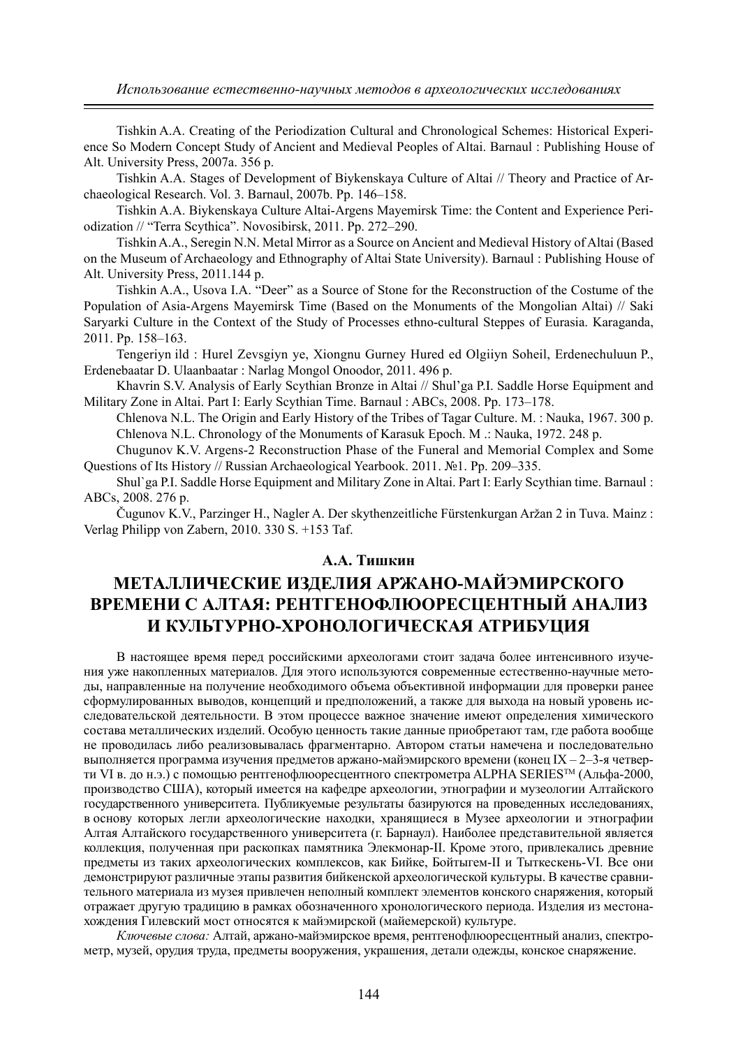Tishkin A.A. Creating of the Periodization Cultural and Chronological Schemes: Historical Experience So Modern Concept Study of Ancient and Medieval Peoples of Altai. Barnaul : Publishing House of Alt. University Press, 2007a. 356 p.

Tishkin A.A. Stages of Development of Biykenskaya Culture of Altai // Theory and Practice of Archaeological Research. Vol. 3. Barnaul, 2007b. Pp. 146–158.

Tishkin A.A. Biykenskaya Culture Altai-Argens Mayemirsk Time: the Content and Experience Periodization // "Terra Scythica". Novosibirsk, 2011. Pp. 272–290.

Tishkin A.A., Seregin N.N. Metal Mirror as a Source on Ancient and Medieval History of Altai (Based on the Museum of Archaeology and Ethnography of Altai State University). Barnaul : Publishing House of Alt. University Press, 2011.144 p.

Tishkin A.A., Usova I.A. "Deer" as a Source of Stone for the Reconstruction of the Costume of the Population of Asia-Argens Mayemirsk Time (Based on the Monuments of the Mongolian Altai) // Saki Saryarki Culture in the Context of the Study of Processes ethno-cultural Steppes of Eurasia. Karaganda, 2011. Pp. 158–163.

Tengeriyn ild : Hurel Zevsgiyn ye, Xiongnu Gurney Hured ed Olgiiyn Soheil, Erdenechuluun P., Erdenebaatar D. Ulaanbaatar : Narlag Mongol Onoodor, 2011. 496 p.

Khavrin S.V. Analysis of Early Scythian Bronze in Altai // Shul'ga P.I. Saddle Horse Equipment and Military Zone in Altai. Part I: Early Scythian Time. Barnaul : ABCs, 2008. Pp. 173–178.

Chlenova N.L. The Origin and Early History of the Tribes of Tagar Culture. M. : Nauka, 1967. 300 p.

Chlenova N.L. Chronology of the Monuments of Karasuk Epoch. M .: Nauka, 1972. 248 p.

Chugunov K.V. Argens-2 Reconstruction Phase of the Funeral and Memorial Complex and Some Questions of Its History // Russian Archaeological Yearbook. 2011. №1. Pp. 209–335.

Shul`ga P.I. Saddle Horse Equipment and Military Zone in Altai. Part I: Early Scythian time. Barnaul : ABCs, 2008. 276 p.

Čugunov K.V., Parzinger H., Nagler A. Der skythenzeitliche Fürstenkurgan Aržan 2 in Tuva. Mainz : Verlag Philipp von Zabern, 2010. 330 S. +153 Taf.

**А.А. Тишкин**

# МЕТАЛЛИЧЕСКИЕ ИЗДЕЛИЯ АРЖАНО-МАЙЭМИРСКОГО ВРЕМЕНИ С АЛТАЯ: РЕНТГЕНОФЛЮОРЕСЦЕНТНЫЙ АНАЛИЗ И КУЛЬТУРНО-ХРОНОЛОГИЧЕСКАЯ АТРИБУЦИЯ

В настоящее время перед российскими археологами стоит задача более интенсивного изучения уже накопленных материалов. Для этого используются современные естественно-научные методы, направленные на получение необходимого объема объективной информации для проверки ранее сформулированных выводов, концепций и предположений, а также для выхода на новый уровень исследовательской деятельности. В этом процессе важное значение имеют определения химического состава металлических изделий. Особую ценность такие данные приобретают там, где работа вообще не проводилась либо реализовывалась фрагментарно. Автором статьи намечена и последовательно выполняется программа изучения предметов аржано-майэмирского времени (конец IX – 2–3-я четверти VI в. до н.э.) с помощью рентгенофлюоресцентного спектрометра ALPHA SERIES™ (Альфа-2000, производство США), который имеется на кафедре археологии, этнографии и музеологии Алтайского государственного университета. Публикуемые результаты базируются на проведенных исследованиях, в основу которых легли археологические находки, хранящиеся в Музее археологии и этнографии Алтая Алтайского государственного университета (г. Барнаул). Наиболее представительной является коллекция, полученная при раскопках памятника Элекмонар-II. Кроме этого, привлекались древние предметы из таких археологических комплексов, как Бийке, Бойтыгем-II и Тыткескень-VI. Все они демонстрируют различные этапы развития бийкенской археологической культуры. В качестве сравнительного материала из музея привлечен неполный комплект элементов конского снаряжения, который отражает другую традицию в рамках обозначенного хронологического периода. Изделия из местонахождения Гилевский мост относятся к майэмирской (майемерской) культуре.

*Ключевые слова:* Алтай, аржано-майэмирское время, рентгенофлюоресцентный анализ, спектрометр, музей, орудия труда, предметы вооружения, украшения, детали одежды, конское снаряжение.